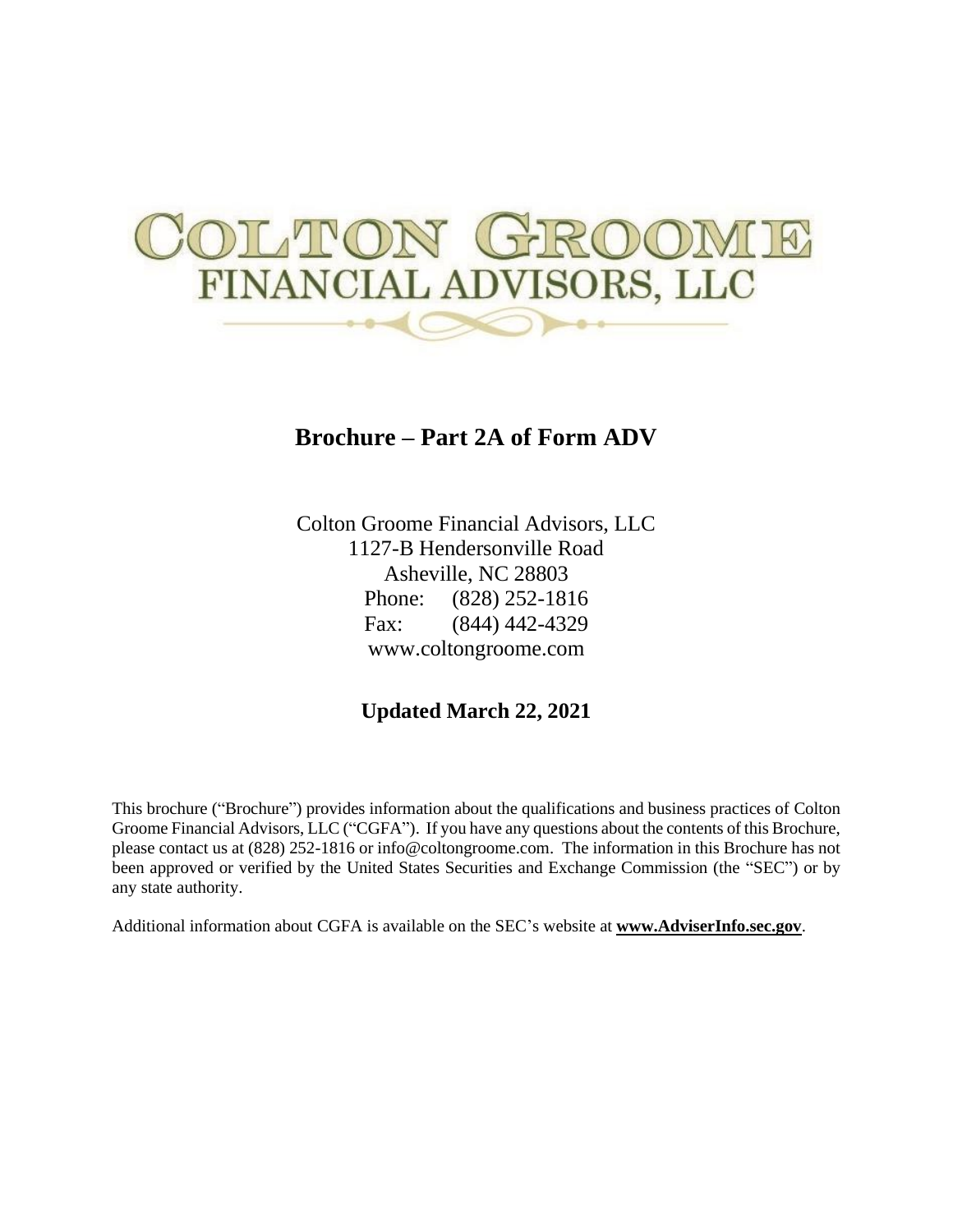# COLTON GROOME FINANCIAL ADVISORS, LLC

## Brochure – Part 2A of Form ADV

Colton Groome Financial Advisors, LLC
1127-B Hendersonville Road
Asheville, NC 28803
Phone: (828) 252-1816
Fax: (844) 442-4329
www.coltongroome.com

**Updated March 22, 2021**

This brochure ("Brochure") provides information about the qualifications and business practices of Colton Groome Financial Advisors, LLC ("CGFA"). If you have any questions about the contents of this Brochure, please contact us at (828) 252-1816 or info@coltongroome.com. The information in this Brochure has not been approved or verified by the United States Securities and Exchange Commission (the "SEC") or by any state authority.

Additional information about CGFA is available on the SEC's website at **www.AdviserInfo.sec.gov**.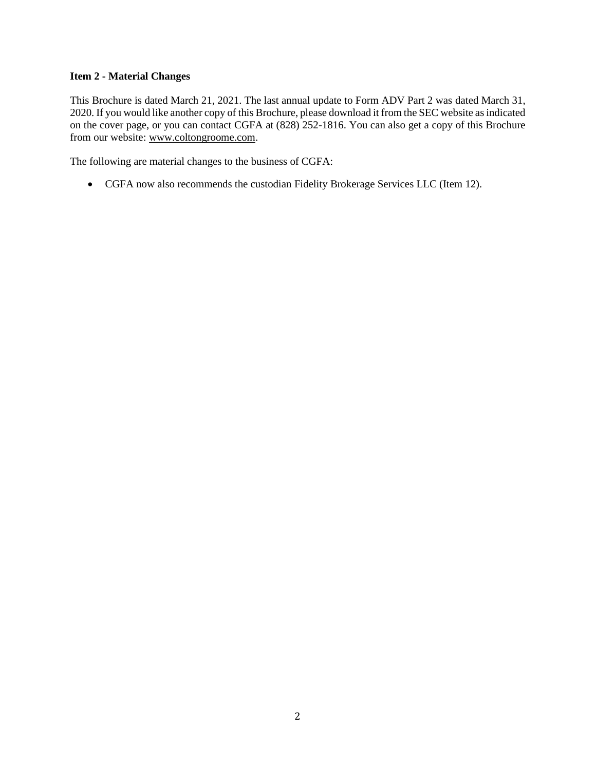**Item 2 - Material Changes**

This Brochure is dated March 21, 2021. The last annual update to Form ADV Part 2 was dated March 31, 2020. If you would like another copy of this Brochure, please download it from the SEC website as indicated on the cover page, or you can contact CGFA at (828) 252-1816. You can also get a copy of this Brochure from our website: www.coltongroome.com.

The following are material changes to the business of CGFA:

- CGFA now also recommends the custodian Fidelity Brokerage Services LLC (Item 12).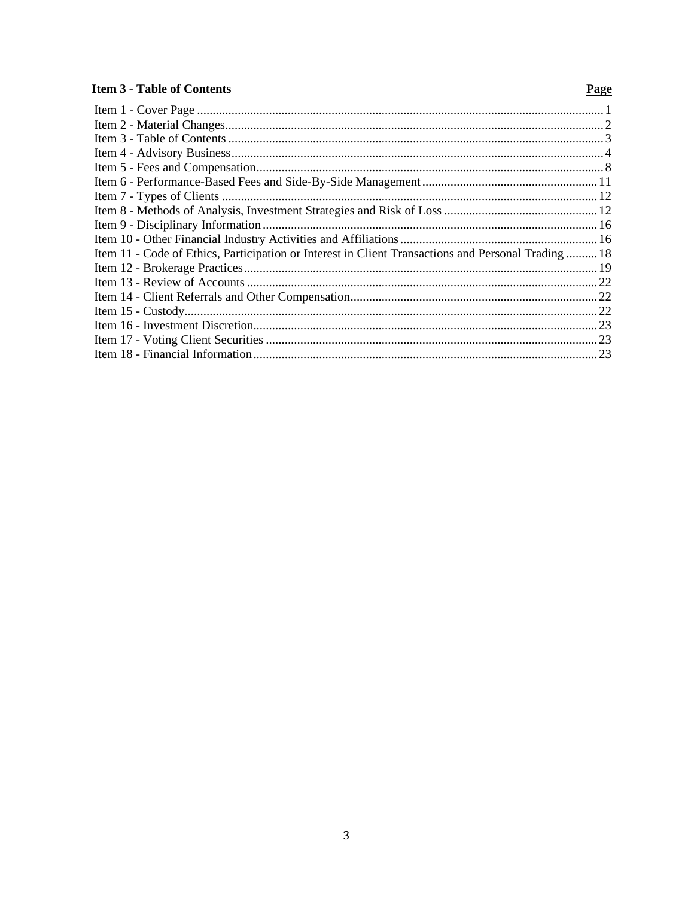## Item 3 - Table of Contents

| Item | Page |
|---|---|
| Item 1 - Cover Page | 1 |
| Item 2 - Material Changes | 2 |
| Item 3 - Table of Contents | 3 |
| Item 4 - Advisory Business | 4 |
| Item 5 - Fees and Compensation | 8 |
| Item 6 - Performance-Based Fees and Side-By-Side Management | 11 |
| Item 7 - Types of Clients | 12 |
| Item 8 - Methods of Analysis, Investment Strategies and Risk of Loss | 12 |
| Item 9 - Disciplinary Information | 16 |
| Item 10 - Other Financial Industry Activities and Affiliations | 16 |
| Item 11 - Code of Ethics, Participation or Interest in Client Transactions and Personal Trading | 18 |
| Item 12 - Brokerage Practices | 19 |
| Item 13 - Review of Accounts | 22 |
| Item 14 - Client Referrals and Other Compensation | 22 |
| Item 15 - Custody | 22 |
| Item 16 - Investment Discretion | 23 |
| Item 17 - Voting Client Securities | 23 |
| Item 18 - Financial Information | 23 |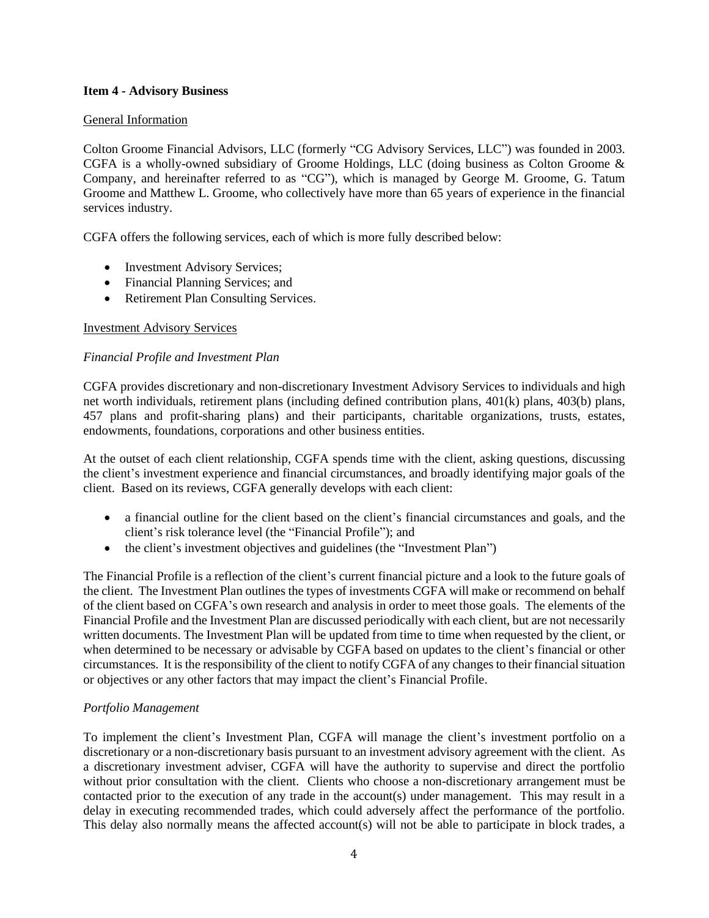### Item 4 - Advisory Business

General Information

Colton Groome Financial Advisors, LLC (formerly "CG Advisory Services, LLC") was founded in 2003. CGFA is a wholly-owned subsidiary of Groome Holdings, LLC (doing business as Colton Groome & Company, and hereinafter referred to as "CG"), which is managed by George M. Groome, G. Tatum Groome and Matthew L. Groome, who collectively have more than 65 years of experience in the financial services industry.

CGFA offers the following services, each of which is more fully described below:

- Investment Advisory Services;
- Financial Planning Services; and
- Retirement Plan Consulting Services.

Investment Advisory Services

*Financial Profile and Investment Plan*

CGFA provides discretionary and non-discretionary Investment Advisory Services to individuals and high net worth individuals, retirement plans (including defined contribution plans, 401(k) plans, 403(b) plans, 457 plans and profit-sharing plans) and their participants, charitable organizations, trusts, estates, endowments, foundations, corporations and other business entities.

At the outset of each client relationship, CGFA spends time with the client, asking questions, discussing the client's investment experience and financial circumstances, and broadly identifying major goals of the client. Based on its reviews, CGFA generally develops with each client:

- a financial outline for the client based on the client's financial circumstances and goals, and the client's risk tolerance level (the "Financial Profile"); and
- the client's investment objectives and guidelines (the "Investment Plan")

The Financial Profile is a reflection of the client's current financial picture and a look to the future goals of the client. The Investment Plan outlines the types of investments CGFA will make or recommend on behalf of the client based on CGFA's own research and analysis in order to meet those goals. The elements of the Financial Profile and the Investment Plan are discussed periodically with each client, but are not necessarily written documents. The Investment Plan will be updated from time to time when requested by the client, or when determined to be necessary or advisable by CGFA based on updates to the client's financial or other circumstances. It is the responsibility of the client to notify CGFA of any changes to their financial situation or objectives or any other factors that may impact the client's Financial Profile.

*Portfolio Management*

To implement the client's Investment Plan, CGFA will manage the client's investment portfolio on a discretionary or a non-discretionary basis pursuant to an investment advisory agreement with the client. As a discretionary investment adviser, CGFA will have the authority to supervise and direct the portfolio without prior consultation with the client. Clients who choose a non-discretionary arrangement must be contacted prior to the execution of any trade in the account(s) under management. This may result in a delay in executing recommended trades, which could adversely affect the performance of the portfolio. This delay also normally means the affected account(s) will not be able to participate in block trades, a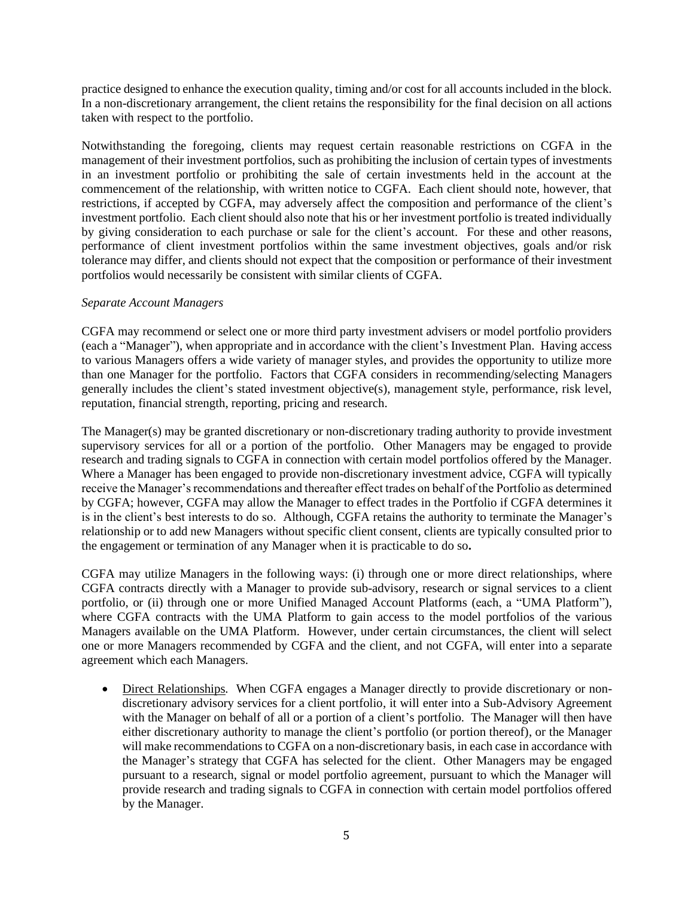practice designed to enhance the execution quality, timing and/or cost for all accounts included in the block. In a non-discretionary arrangement, the client retains the responsibility for the final decision on all actions taken with respect to the portfolio.

Notwithstanding the foregoing, clients may request certain reasonable restrictions on CGFA in the management of their investment portfolios, such as prohibiting the inclusion of certain types of investments in an investment portfolio or prohibiting the sale of certain investments held in the account at the commencement of the relationship, with written notice to CGFA. Each client should note, however, that restrictions, if accepted by CGFA, may adversely affect the composition and performance of the client's investment portfolio. Each client should also note that his or her investment portfolio is treated individually by giving consideration to each purchase or sale for the client's account. For these and other reasons, performance of client investment portfolios within the same investment objectives, goals and/or risk tolerance may differ, and clients should not expect that the composition or performance of their investment portfolios would necessarily be consistent with similar clients of CGFA.

*Separate Account Managers*

CGFA may recommend or select one or more third party investment advisers or model portfolio providers (each a "Manager"), when appropriate and in accordance with the client's Investment Plan. Having access to various Managers offers a wide variety of manager styles, and provides the opportunity to utilize more than one Manager for the portfolio. Factors that CGFA considers in recommending/selecting Managers generally includes the client's stated investment objective(s), management style, performance, risk level, reputation, financial strength, reporting, pricing and research.

The Manager(s) may be granted discretionary or non-discretionary trading authority to provide investment supervisory services for all or a portion of the portfolio. Other Managers may be engaged to provide research and trading signals to CGFA in connection with certain model portfolios offered by the Manager. Where a Manager has been engaged to provide non-discretionary investment advice, CGFA will typically receive the Manager's recommendations and thereafter effect trades on behalf of the Portfolio as determined by CGFA; however, CGFA may allow the Manager to effect trades in the Portfolio if CGFA determines it is in the client's best interests to do so. Although, CGFA retains the authority to terminate the Manager's relationship or to add new Managers without specific client consent, clients are typically consulted prior to the engagement or termination of any Manager when it is practicable to do so**.**

CGFA may utilize Managers in the following ways: (i) through one or more direct relationships, where CGFA contracts directly with a Manager to provide sub-advisory, research or signal services to a client portfolio, or (ii) through one or more Unified Managed Account Platforms (each, a "UMA Platform"), where CGFA contracts with the UMA Platform to gain access to the model portfolios of the various Managers available on the UMA Platform. However, under certain circumstances, the client will select one or more Managers recommended by CGFA and the client, and not CGFA, will enter into a separate agreement which each Managers.

- <u>Direct Relationships</u>. When CGFA engages a Manager directly to provide discretionary or non-discretionary advisory services for a client portfolio, it will enter into a Sub-Advisory Agreement with the Manager on behalf of all or a portion of a client's portfolio. The Manager will then have either discretionary authority to manage the client's portfolio (or portion thereof), or the Manager will make recommendations to CGFA on a non-discretionary basis, in each case in accordance with the Manager's strategy that CGFA has selected for the client. Other Managers may be engaged pursuant to a research, signal or model portfolio agreement, pursuant to which the Manager will provide research and trading signals to CGFA in connection with certain model portfolios offered by the Manager.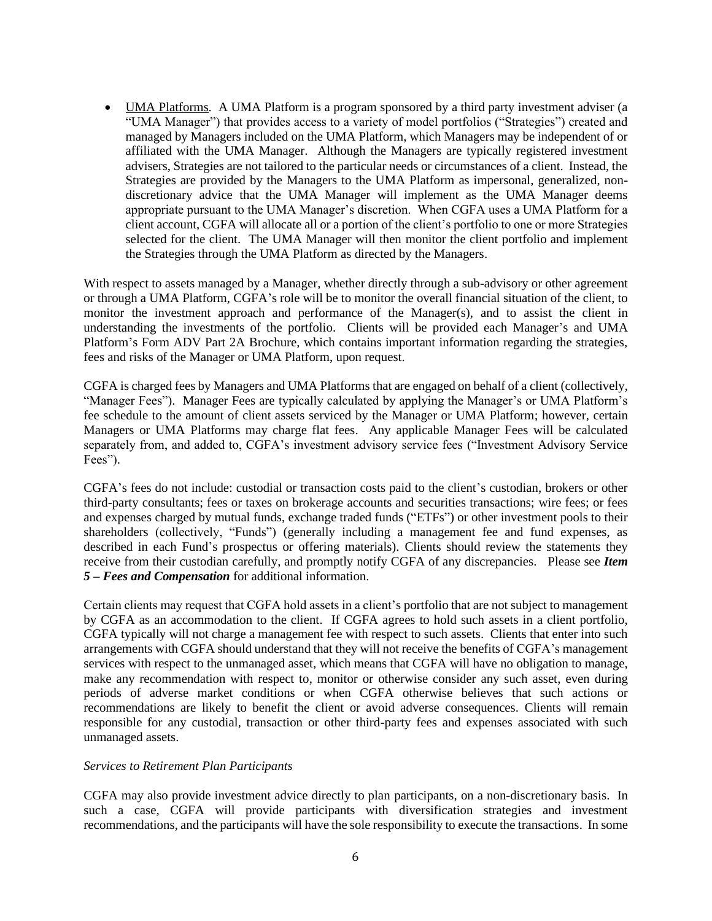- UMA Platforms. A UMA Platform is a program sponsored by a third party investment adviser (a "UMA Manager") that provides access to a variety of model portfolios ("Strategies") created and managed by Managers included on the UMA Platform, which Managers may be independent of or affiliated with the UMA Manager. Although the Managers are typically registered investment advisers, Strategies are not tailored to the particular needs or circumstances of a client. Instead, the Strategies are provided by the Managers to the UMA Platform as impersonal, generalized, non-discretionary advice that the UMA Manager will implement as the UMA Manager deems appropriate pursuant to the UMA Manager's discretion. When CGFA uses a UMA Platform for a client account, CGFA will allocate all or a portion of the client's portfolio to one or more Strategies selected for the client. The UMA Manager will then monitor the client portfolio and implement the Strategies through the UMA Platform as directed by the Managers.

With respect to assets managed by a Manager, whether directly through a sub-advisory or other agreement or through a UMA Platform, CGFA's role will be to monitor the overall financial situation of the client, to monitor the investment approach and performance of the Manager(s), and to assist the client in understanding the investments of the portfolio. Clients will be provided each Manager's and UMA Platform's Form ADV Part 2A Brochure, which contains important information regarding the strategies, fees and risks of the Manager or UMA Platform, upon request.

CGFA is charged fees by Managers and UMA Platforms that are engaged on behalf of a client (collectively, "Manager Fees"). Manager Fees are typically calculated by applying the Manager's or UMA Platform's fee schedule to the amount of client assets serviced by the Manager or UMA Platform; however, certain Managers or UMA Platforms may charge flat fees. Any applicable Manager Fees will be calculated separately from, and added to, CGFA's investment advisory service fees ("Investment Advisory Service Fees").

CGFA's fees do not include: custodial or transaction costs paid to the client's custodian, brokers or other third-party consultants; fees or taxes on brokerage accounts and securities transactions; wire fees; or fees and expenses charged by mutual funds, exchange traded funds ("ETFs") or other investment pools to their shareholders (collectively, "Funds") (generally including a management fee and fund expenses, as described in each Fund's prospectus or offering materials). Clients should review the statements they receive from their custodian carefully, and promptly notify CGFA of any discrepancies. Please see ***Item 5 – Fees and Compensation*** for additional information.

Certain clients may request that CGFA hold assets in a client's portfolio that are not subject to management by CGFA as an accommodation to the client. If CGFA agrees to hold such assets in a client portfolio, CGFA typically will not charge a management fee with respect to such assets. Clients that enter into such arrangements with CGFA should understand that they will not receive the benefits of CGFA's management services with respect to the unmanaged asset, which means that CGFA will have no obligation to manage, make any recommendation with respect to, monitor or otherwise consider any such asset, even during periods of adverse market conditions or when CGFA otherwise believes that such actions or recommendations are likely to benefit the client or avoid adverse consequences. Clients will remain responsible for any custodial, transaction or other third-party fees and expenses associated with such unmanaged assets.

*Services to Retirement Plan Participants*

CGFA may also provide investment advice directly to plan participants, on a non-discretionary basis. In such a case, CGFA will provide participants with diversification strategies and investment recommendations, and the participants will have the sole responsibility to execute the transactions. In some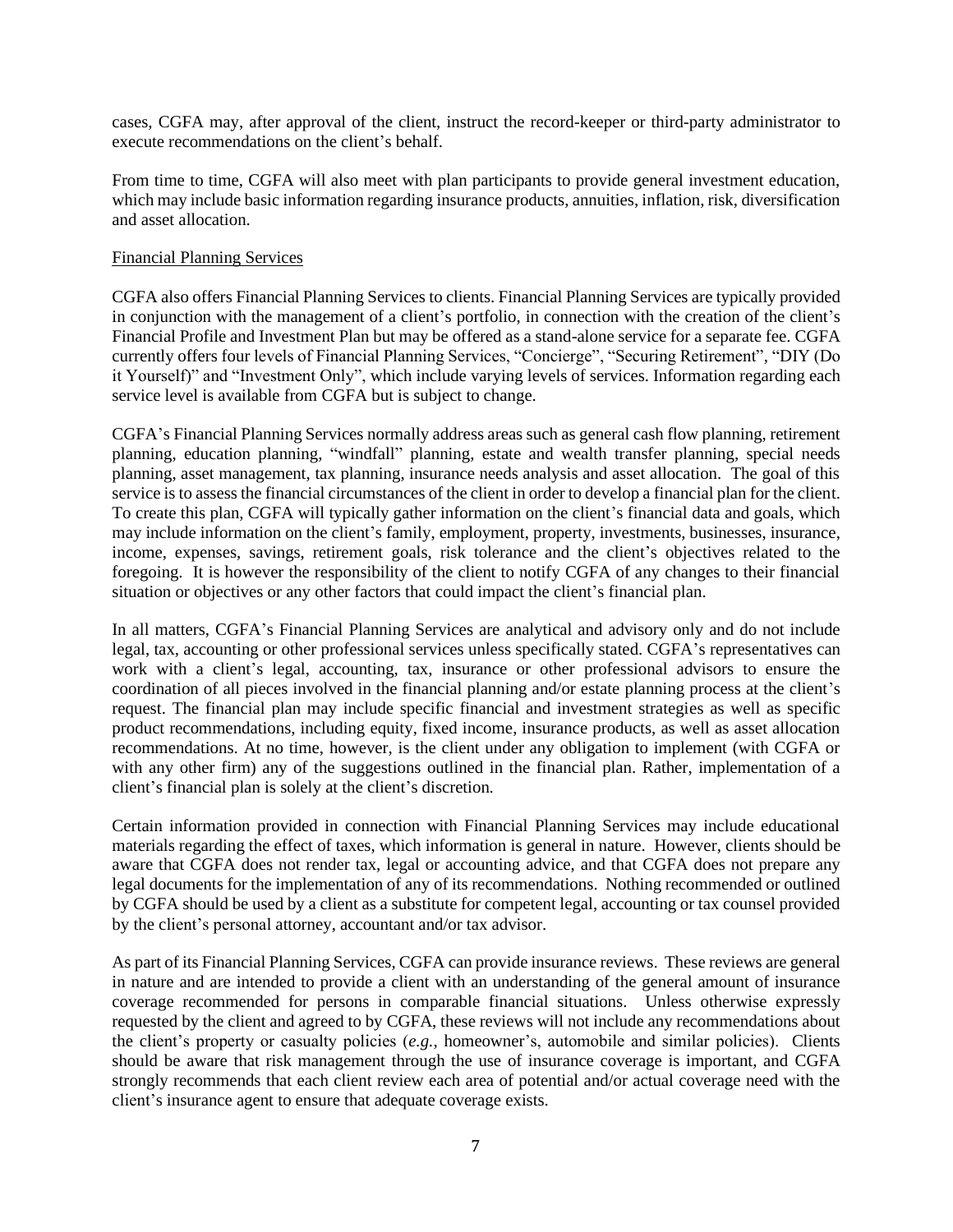cases, CGFA may, after approval of the client, instruct the record-keeper or third-party administrator to execute recommendations on the client's behalf.

From time to time, CGFA will also meet with plan participants to provide general investment education, which may include basic information regarding insurance products, annuities, inflation, risk, diversification and asset allocation.

Financial Planning Services

CGFA also offers Financial Planning Services to clients. Financial Planning Services are typically provided in conjunction with the management of a client's portfolio, in connection with the creation of the client's Financial Profile and Investment Plan but may be offered as a stand-alone service for a separate fee. CGFA currently offers four levels of Financial Planning Services, "Concierge", "Securing Retirement", "DIY (Do it Yourself)" and "Investment Only", which include varying levels of services. Information regarding each service level is available from CGFA but is subject to change.

CGFA's Financial Planning Services normally address areas such as general cash flow planning, retirement planning, education planning, "windfall" planning, estate and wealth transfer planning, special needs planning, asset management, tax planning, insurance needs analysis and asset allocation. The goal of this service is to assess the financial circumstances of the client in order to develop a financial plan for the client. To create this plan, CGFA will typically gather information on the client's financial data and goals, which may include information on the client's family, employment, property, investments, businesses, insurance, income, expenses, savings, retirement goals, risk tolerance and the client's objectives related to the foregoing. It is however the responsibility of the client to notify CGFA of any changes to their financial situation or objectives or any other factors that could impact the client's financial plan.

In all matters, CGFA's Financial Planning Services are analytical and advisory only and do not include legal, tax, accounting or other professional services unless specifically stated. CGFA's representatives can work with a client's legal, accounting, tax, insurance or other professional advisors to ensure the coordination of all pieces involved in the financial planning and/or estate planning process at the client's request. The financial plan may include specific financial and investment strategies as well as specific product recommendations, including equity, fixed income, insurance products, as well as asset allocation recommendations. At no time, however, is the client under any obligation to implement (with CGFA or with any other firm) any of the suggestions outlined in the financial plan. Rather, implementation of a client's financial plan is solely at the client's discretion.

Certain information provided in connection with Financial Planning Services may include educational materials regarding the effect of taxes, which information is general in nature. However, clients should be aware that CGFA does not render tax, legal or accounting advice, and that CGFA does not prepare any legal documents for the implementation of any of its recommendations. Nothing recommended or outlined by CGFA should be used by a client as a substitute for competent legal, accounting or tax counsel provided by the client's personal attorney, accountant and/or tax advisor.

As part of its Financial Planning Services, CGFA can provide insurance reviews. These reviews are general in nature and are intended to provide a client with an understanding of the general amount of insurance coverage recommended for persons in comparable financial situations. Unless otherwise expressly requested by the client and agreed to by CGFA, these reviews will not include any recommendations about the client's property or casualty policies (*e.g.*, homeowner's, automobile and similar policies). Clients should be aware that risk management through the use of insurance coverage is important, and CGFA strongly recommends that each client review each area of potential and/or actual coverage need with the client's insurance agent to ensure that adequate coverage exists.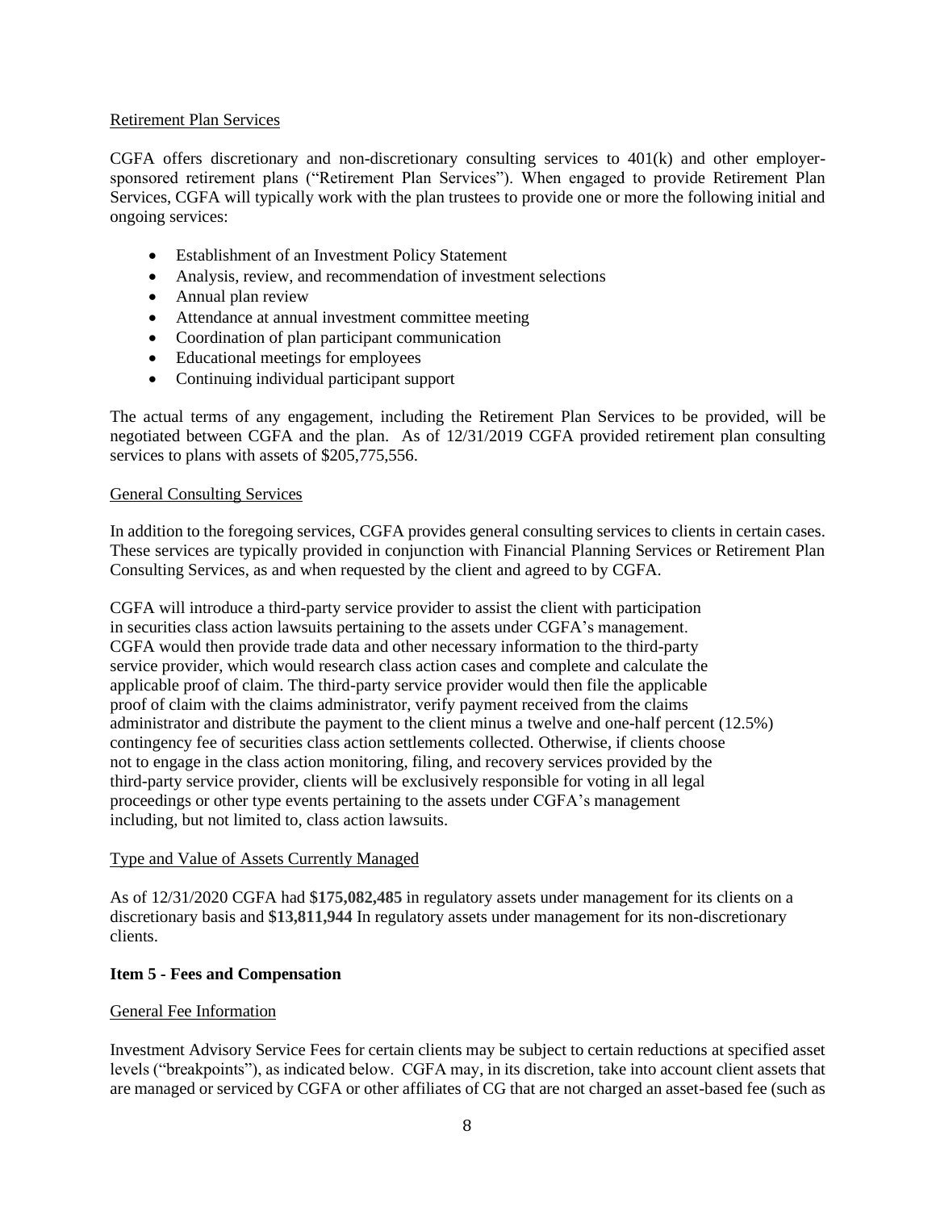Retirement Plan Services

CGFA offers discretionary and non-discretionary consulting services to 401(k) and other employer-sponsored retirement plans ("Retirement Plan Services"). When engaged to provide Retirement Plan Services, CGFA will typically work with the plan trustees to provide one or more the following initial and ongoing services:

- Establishment of an Investment Policy Statement
- Analysis, review, and recommendation of investment selections
- Annual plan review
- Attendance at annual investment committee meeting
- Coordination of plan participant communication
- Educational meetings for employees
- Continuing individual participant support

The actual terms of any engagement, including the Retirement Plan Services to be provided, will be negotiated between CGFA and the plan. As of 12/31/2019 CGFA provided retirement plan consulting services to plans with assets of $205,775,556.

General Consulting Services

In addition to the foregoing services, CGFA provides general consulting services to clients in certain cases. These services are typically provided in conjunction with Financial Planning Services or Retirement Plan Consulting Services, as and when requested by the client and agreed to by CGFA.

CGFA will introduce a third-party service provider to assist the client with participation in securities class action lawsuits pertaining to the assets under CGFA's management. CGFA would then provide trade data and other necessary information to the third-party service provider, which would research class action cases and complete and calculate the applicable proof of claim. The third-party service provider would then file the applicable proof of claim with the claims administrator, verify payment received from the claims administrator and distribute the payment to the client minus a twelve and one-half percent (12.5%) contingency fee of securities class action settlements collected. Otherwise, if clients choose not to engage in the class action monitoring, filing, and recovery services provided by the third-party service provider, clients will be exclusively responsible for voting in all legal proceedings or other type events pertaining to the assets under CGFA's management including, but not limited to, class action lawsuits.

Type and Value of Assets Currently Managed

As of 12/31/2020 CGFA had **$175,082,485** in regulatory assets under management for its clients on a discretionary basis and **$13,811,944** In regulatory assets under management for its non-discretionary clients.

**Item 5 - Fees and Compensation**

General Fee Information

Investment Advisory Service Fees for certain clients may be subject to certain reductions at specified asset levels ("breakpoints"), as indicated below. CGFA may, in its discretion, take into account client assets that are managed or serviced by CGFA or other affiliates of CG that are not charged an asset-based fee (such as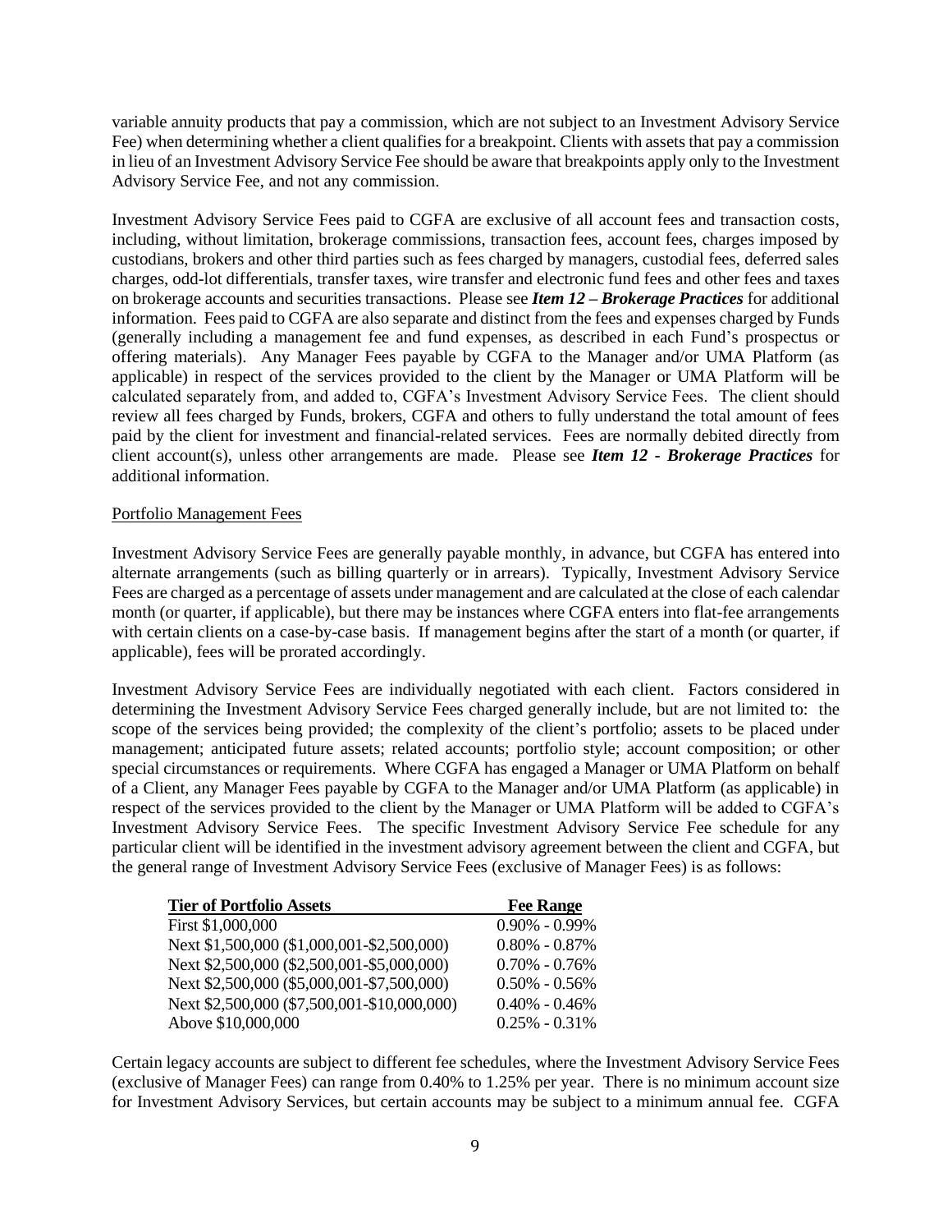variable annuity products that pay a commission, which are not subject to an Investment Advisory Service Fee) when determining whether a client qualifies for a breakpoint. Clients with assets that pay a commission in lieu of an Investment Advisory Service Fee should be aware that breakpoints apply only to the Investment Advisory Service Fee, and not any commission.

Investment Advisory Service Fees paid to CGFA are exclusive of all account fees and transaction costs, including, without limitation, brokerage commissions, transaction fees, account fees, charges imposed by custodians, brokers and other third parties such as fees charged by managers, custodial fees, deferred sales charges, odd-lot differentials, transfer taxes, wire transfer and electronic fund fees and other fees and taxes on brokerage accounts and securities transactions. Please see ***Item 12 – Brokerage Practices*** for additional information. Fees paid to CGFA are also separate and distinct from the fees and expenses charged by Funds (generally including a management fee and fund expenses, as described in each Fund's prospectus or offering materials). Any Manager Fees payable by CGFA to the Manager and/or UMA Platform (as applicable) in respect of the services provided to the client by the Manager or UMA Platform will be calculated separately from, and added to, CGFA's Investment Advisory Service Fees. The client should review all fees charged by Funds, brokers, CGFA and others to fully understand the total amount of fees paid by the client for investment and financial-related services. Fees are normally debited directly from client account(s), unless other arrangements are made. Please see ***Item 12 - Brokerage Practices*** for additional information.

Portfolio Management Fees

Investment Advisory Service Fees are generally payable monthly, in advance, but CGFA has entered into alternate arrangements (such as billing quarterly or in arrears). Typically, Investment Advisory Service Fees are charged as a percentage of assets under management and are calculated at the close of each calendar month (or quarter, if applicable), but there may be instances where CGFA enters into flat-fee arrangements with certain clients on a case-by-case basis. If management begins after the start of a month (or quarter, if applicable), fees will be prorated accordingly.

Investment Advisory Service Fees are individually negotiated with each client. Factors considered in determining the Investment Advisory Service Fees charged generally include, but are not limited to: the scope of the services being provided; the complexity of the client's portfolio; assets to be placed under management; anticipated future assets; related accounts; portfolio style; account composition; or other special circumstances or requirements. Where CGFA has engaged a Manager or UMA Platform on behalf of a Client, any Manager Fees payable by CGFA to the Manager and/or UMA Platform (as applicable) in respect of the services provided to the client by the Manager or UMA Platform will be added to CGFA's Investment Advisory Service Fees. The specific Investment Advisory Service Fee schedule for any particular client will be identified in the investment advisory agreement between the client and CGFA, but the general range of Investment Advisory Service Fees (exclusive of Manager Fees) is as follows:

| Tier of Portfolio Assets | Fee Range |
|---|---|
| First $1,000,000 | 0.90% - 0.99% |
| Next $1,500,000 ($1,000,001-$2,500,000) | 0.80% - 0.87% |
| Next $2,500,000 ($2,500,001-$5,000,000) | 0.70% - 0.76% |
| Next $2,500,000 ($5,000,001-$7,500,000) | 0.50% - 0.56% |
| Next $2,500,000 ($7,500,001-$10,000,000) | 0.40% - 0.46% |
| Above $10,000,000 | 0.25% - 0.31% |

Certain legacy accounts are subject to different fee schedules, where the Investment Advisory Service Fees (exclusive of Manager Fees) can range from 0.40% to 1.25% per year. There is no minimum account size for Investment Advisory Services, but certain accounts may be subject to a minimum annual fee. CGFA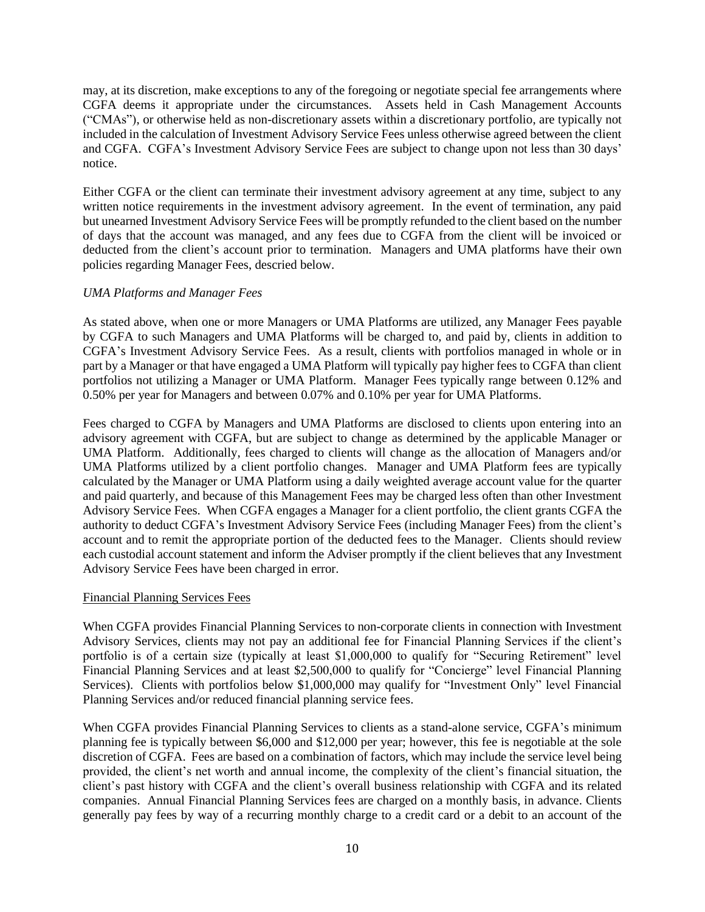may, at its discretion, make exceptions to any of the foregoing or negotiate special fee arrangements where CGFA deems it appropriate under the circumstances. Assets held in Cash Management Accounts ("CMAs"), or otherwise held as non-discretionary assets within a discretionary portfolio, are typically not included in the calculation of Investment Advisory Service Fees unless otherwise agreed between the client and CGFA. CGFA's Investment Advisory Service Fees are subject to change upon not less than 30 days' notice.

Either CGFA or the client can terminate their investment advisory agreement at any time, subject to any written notice requirements in the investment advisory agreement. In the event of termination, any paid but unearned Investment Advisory Service Fees will be promptly refunded to the client based on the number of days that the account was managed, and any fees due to CGFA from the client will be invoiced or deducted from the client's account prior to termination. Managers and UMA platforms have their own policies regarding Manager Fees, descried below.

*UMA Platforms and Manager Fees*

As stated above, when one or more Managers or UMA Platforms are utilized, any Manager Fees payable by CGFA to such Managers and UMA Platforms will be charged to, and paid by, clients in addition to CGFA's Investment Advisory Service Fees. As a result, clients with portfolios managed in whole or in part by a Manager or that have engaged a UMA Platform will typically pay higher fees to CGFA than client portfolios not utilizing a Manager or UMA Platform. Manager Fees typically range between 0.12% and 0.50% per year for Managers and between 0.07% and 0.10% per year for UMA Platforms.

Fees charged to CGFA by Managers and UMA Platforms are disclosed to clients upon entering into an advisory agreement with CGFA, but are subject to change as determined by the applicable Manager or UMA Platform. Additionally, fees charged to clients will change as the allocation of Managers and/or UMA Platforms utilized by a client portfolio changes. Manager and UMA Platform fees are typically calculated by the Manager or UMA Platform using a daily weighted average account value for the quarter and paid quarterly, and because of this Management Fees may be charged less often than other Investment Advisory Service Fees. When CGFA engages a Manager for a client portfolio, the client grants CGFA the authority to deduct CGFA's Investment Advisory Service Fees (including Manager Fees) from the client's account and to remit the appropriate portion of the deducted fees to the Manager. Clients should review each custodial account statement and inform the Adviser promptly if the client believes that any Investment Advisory Service Fees have been charged in error.

<u>Financial Planning Services Fees</u>

When CGFA provides Financial Planning Services to non-corporate clients in connection with Investment Advisory Services, clients may not pay an additional fee for Financial Planning Services if the client's portfolio is of a certain size (typically at least $1,000,000 to qualify for "Securing Retirement" level Financial Planning Services and at least $2,500,000 to qualify for "Concierge" level Financial Planning Services). Clients with portfolios below $1,000,000 may qualify for "Investment Only" level Financial Planning Services and/or reduced financial planning service fees.

When CGFA provides Financial Planning Services to clients as a stand-alone service, CGFA's minimum planning fee is typically between $6,000 and $12,000 per year; however, this fee is negotiable at the sole discretion of CGFA. Fees are based on a combination of factors, which may include the service level being provided, the client's net worth and annual income, the complexity of the client's financial situation, the client's past history with CGFA and the client's overall business relationship with CGFA and its related companies. Annual Financial Planning Services fees are charged on a monthly basis, in advance. Clients generally pay fees by way of a recurring monthly charge to a credit card or a debit to an account of the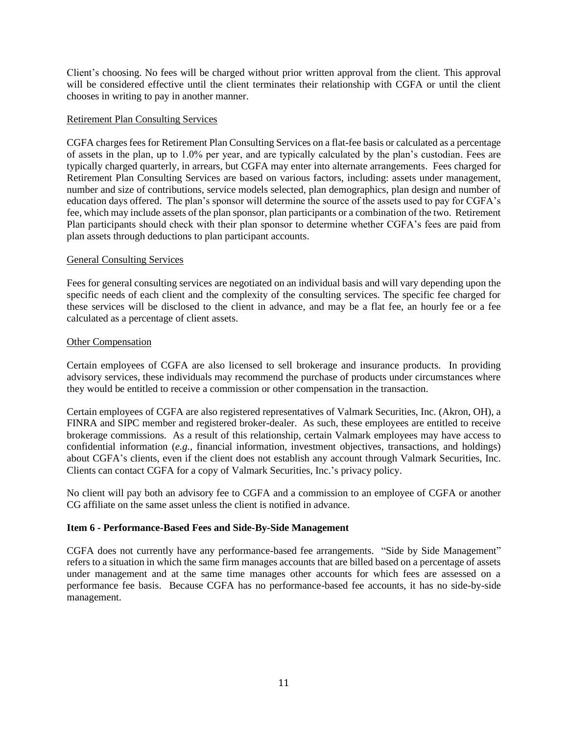Client's choosing. No fees will be charged without prior written approval from the client. This approval will be considered effective until the client terminates their relationship with CGFA or until the client chooses in writing to pay in another manner.

Retirement Plan Consulting Services

CGFA charges fees for Retirement Plan Consulting Services on a flat-fee basis or calculated as a percentage of assets in the plan, up to 1.0% per year, and are typically calculated by the plan's custodian. Fees are typically charged quarterly, in arrears, but CGFA may enter into alternate arrangements. Fees charged for Retirement Plan Consulting Services are based on various factors, including: assets under management, number and size of contributions, service models selected, plan demographics, plan design and number of education days offered. The plan's sponsor will determine the source of the assets used to pay for CGFA's fee, which may include assets of the plan sponsor, plan participants or a combination of the two. Retirement Plan participants should check with their plan sponsor to determine whether CGFA's fees are paid from plan assets through deductions to plan participant accounts.

General Consulting Services

Fees for general consulting services are negotiated on an individual basis and will vary depending upon the specific needs of each client and the complexity of the consulting services. The specific fee charged for these services will be disclosed to the client in advance, and may be a flat fee, an hourly fee or a fee calculated as a percentage of client assets.

Other Compensation

Certain employees of CGFA are also licensed to sell brokerage and insurance products. In providing advisory services, these individuals may recommend the purchase of products under circumstances where they would be entitled to receive a commission or other compensation in the transaction.

Certain employees of CGFA are also registered representatives of Valmark Securities, Inc. (Akron, OH), a FINRA and SIPC member and registered broker-dealer. As such, these employees are entitled to receive brokerage commissions. As a result of this relationship, certain Valmark employees may have access to confidential information (*e.g.*, financial information, investment objectives, transactions, and holdings) about CGFA's clients, even if the client does not establish any account through Valmark Securities, Inc. Clients can contact CGFA for a copy of Valmark Securities, Inc.'s privacy policy.

No client will pay both an advisory fee to CGFA and a commission to an employee of CGFA or another CG affiliate on the same asset unless the client is notified in advance.

**Item 6 - Performance-Based Fees and Side-By-Side Management**

CGFA does not currently have any performance-based fee arrangements. "Side by Side Management" refers to a situation in which the same firm manages accounts that are billed based on a percentage of assets under management and at the same time manages other accounts for which fees are assessed on a performance fee basis. Because CGFA has no performance-based fee accounts, it has no side-by-side management.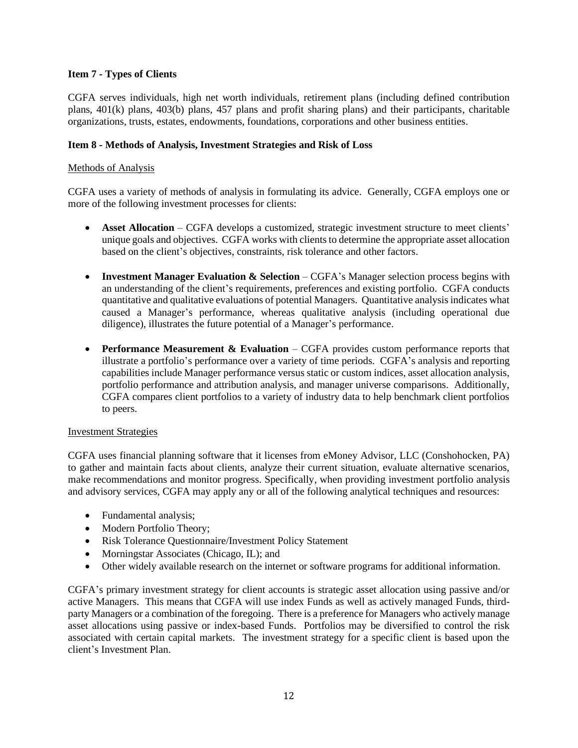**Item 7 - Types of Clients**

CGFA serves individuals, high net worth individuals, retirement plans (including defined contribution plans, 401(k) plans, 403(b) plans, 457 plans and profit sharing plans) and their participants, charitable organizations, trusts, estates, endowments, foundations, corporations and other business entities.

**Item 8 - Methods of Analysis, Investment Strategies and Risk of Loss**

Methods of Analysis

CGFA uses a variety of methods of analysis in formulating its advice. Generally, CGFA employs one or more of the following investment processes for clients:

- **Asset Allocation** – CGFA develops a customized, strategic investment structure to meet clients' unique goals and objectives. CGFA works with clients to determine the appropriate asset allocation based on the client's objectives, constraints, risk tolerance and other factors.

- **Investment Manager Evaluation & Selection** – CGFA's Manager selection process begins with an understanding of the client's requirements, preferences and existing portfolio. CGFA conducts quantitative and qualitative evaluations of potential Managers. Quantitative analysis indicates what caused a Manager's performance, whereas qualitative analysis (including operational due diligence), illustrates the future potential of a Manager's performance.

- **Performance Measurement & Evaluation** – CGFA provides custom performance reports that illustrate a portfolio's performance over a variety of time periods. CGFA's analysis and reporting capabilities include Manager performance versus static or custom indices, asset allocation analysis, portfolio performance and attribution analysis, and manager universe comparisons. Additionally, CGFA compares client portfolios to a variety of industry data to help benchmark client portfolios to peers.

Investment Strategies

CGFA uses financial planning software that it licenses from eMoney Advisor, LLC (Conshohocken, PA) to gather and maintain facts about clients, analyze their current situation, evaluate alternative scenarios, make recommendations and monitor progress. Specifically, when providing investment portfolio analysis and advisory services, CGFA may apply any or all of the following analytical techniques and resources:

- Fundamental analysis;
- Modern Portfolio Theory;
- Risk Tolerance Questionnaire/Investment Policy Statement
- Morningstar Associates (Chicago, IL); and
- Other widely available research on the internet or software programs for additional information.

CGFA's primary investment strategy for client accounts is strategic asset allocation using passive and/or active Managers. This means that CGFA will use index Funds as well as actively managed Funds, third-party Managers or a combination of the foregoing. There is a preference for Managers who actively manage asset allocations using passive or index-based Funds. Portfolios may be diversified to control the risk associated with certain capital markets. The investment strategy for a specific client is based upon the client's Investment Plan.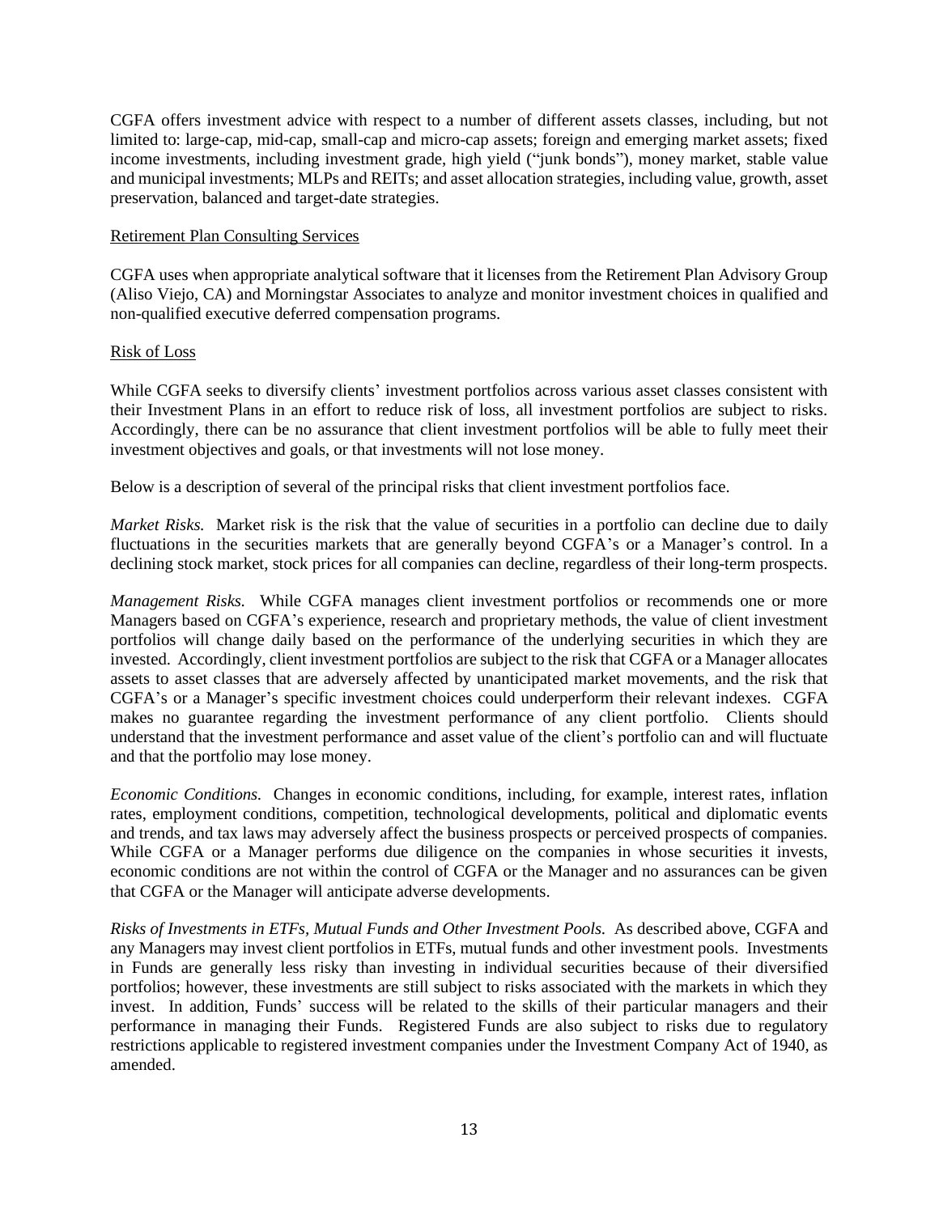CGFA offers investment advice with respect to a number of different assets classes, including, but not limited to: large-cap, mid-cap, small-cap and micro-cap assets; foreign and emerging market assets; fixed income investments, including investment grade, high yield ("junk bonds"), money market, stable value and municipal investments; MLPs and REITs; and asset allocation strategies, including value, growth, asset preservation, balanced and target-date strategies.

<u>Retirement Plan Consulting Services</u>

CGFA uses when appropriate analytical software that it licenses from the Retirement Plan Advisory Group (Aliso Viejo, CA) and Morningstar Associates to analyze and monitor investment choices in qualified and non-qualified executive deferred compensation programs.

<u>Risk of Loss</u>

While CGFA seeks to diversify clients' investment portfolios across various asset classes consistent with their Investment Plans in an effort to reduce risk of loss, all investment portfolios are subject to risks. Accordingly, there can be no assurance that client investment portfolios will be able to fully meet their investment objectives and goals, or that investments will not lose money.

Below is a description of several of the principal risks that client investment portfolios face.

*Market Risks.* Market risk is the risk that the value of securities in a portfolio can decline due to daily fluctuations in the securities markets that are generally beyond CGFA's or a Manager's control. In a declining stock market, stock prices for all companies can decline, regardless of their long-term prospects.

*Management Risks.* While CGFA manages client investment portfolios or recommends one or more Managers based on CGFA's experience, research and proprietary methods, the value of client investment portfolios will change daily based on the performance of the underlying securities in which they are invested. Accordingly, client investment portfolios are subject to the risk that CGFA or a Manager allocates assets to asset classes that are adversely affected by unanticipated market movements, and the risk that CGFA's or a Manager's specific investment choices could underperform their relevant indexes. CGFA makes no guarantee regarding the investment performance of any client portfolio. Clients should understand that the investment performance and asset value of the client's portfolio can and will fluctuate and that the portfolio may lose money.

*Economic Conditions.* Changes in economic conditions, including, for example, interest rates, inflation rates, employment conditions, competition, technological developments, political and diplomatic events and trends, and tax laws may adversely affect the business prospects or perceived prospects of companies. While CGFA or a Manager performs due diligence on the companies in whose securities it invests, economic conditions are not within the control of CGFA or the Manager and no assurances can be given that CGFA or the Manager will anticipate adverse developments.

*Risks of Investments in ETFs, Mutual Funds and Other Investment Pools.* As described above, CGFA and any Managers may invest client portfolios in ETFs, mutual funds and other investment pools. Investments in Funds are generally less risky than investing in individual securities because of their diversified portfolios; however, these investments are still subject to risks associated with the markets in which they invest. In addition, Funds' success will be related to the skills of their particular managers and their performance in managing their Funds. Registered Funds are also subject to risks due to regulatory restrictions applicable to registered investment companies under the Investment Company Act of 1940, as amended.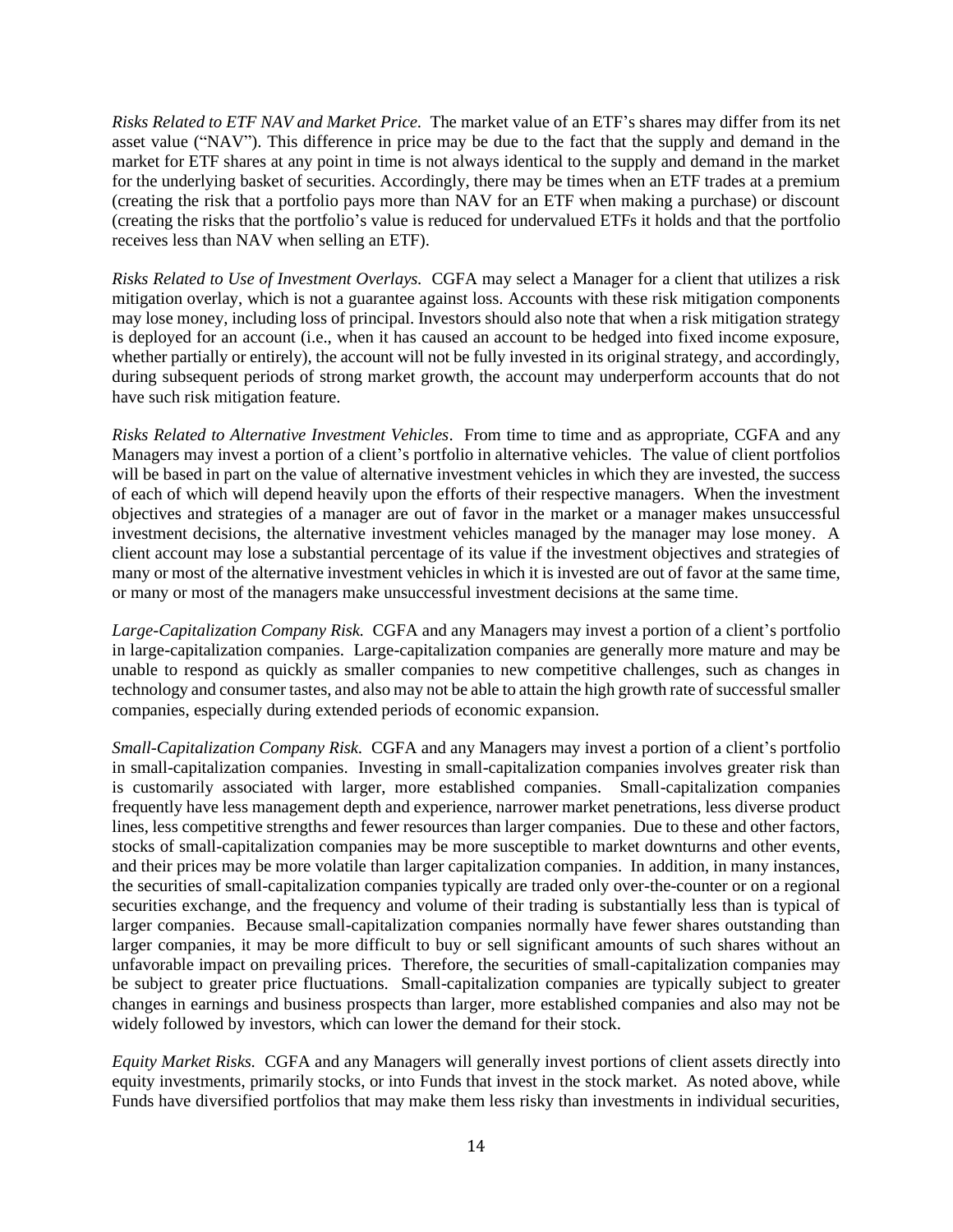*Risks Related to ETF NAV and Market Price.* The market value of an ETF's shares may differ from its net asset value ("NAV"). This difference in price may be due to the fact that the supply and demand in the market for ETF shares at any point in time is not always identical to the supply and demand in the market for the underlying basket of securities. Accordingly, there may be times when an ETF trades at a premium (creating the risk that a portfolio pays more than NAV for an ETF when making a purchase) or discount (creating the risks that the portfolio's value is reduced for undervalued ETFs it holds and that the portfolio receives less than NAV when selling an ETF).

*Risks Related to Use of Investment Overlays.* CGFA may select a Manager for a client that utilizes a risk mitigation overlay, which is not a guarantee against loss. Accounts with these risk mitigation components may lose money, including loss of principal. Investors should also note that when a risk mitigation strategy is deployed for an account (i.e., when it has caused an account to be hedged into fixed income exposure, whether partially or entirely), the account will not be fully invested in its original strategy, and accordingly, during subsequent periods of strong market growth, the account may underperform accounts that do not have such risk mitigation feature.

*Risks Related to Alternative Investment Vehicles*. From time to time and as appropriate, CGFA and any Managers may invest a portion of a client's portfolio in alternative vehicles. The value of client portfolios will be based in part on the value of alternative investment vehicles in which they are invested, the success of each of which will depend heavily upon the efforts of their respective managers. When the investment objectives and strategies of a manager are out of favor in the market or a manager makes unsuccessful investment decisions, the alternative investment vehicles managed by the manager may lose money. A client account may lose a substantial percentage of its value if the investment objectives and strategies of many or most of the alternative investment vehicles in which it is invested are out of favor at the same time, or many or most of the managers make unsuccessful investment decisions at the same time.

*Large-Capitalization Company Risk.* CGFA and any Managers may invest a portion of a client's portfolio in large-capitalization companies. Large-capitalization companies are generally more mature and may be unable to respond as quickly as smaller companies to new competitive challenges, such as changes in technology and consumer tastes, and also may not be able to attain the high growth rate of successful smaller companies, especially during extended periods of economic expansion.

*Small-Capitalization Company Risk.* CGFA and any Managers may invest a portion of a client's portfolio in small-capitalization companies. Investing in small-capitalization companies involves greater risk than is customarily associated with larger, more established companies. Small-capitalization companies frequently have less management depth and experience, narrower market penetrations, less diverse product lines, less competitive strengths and fewer resources than larger companies. Due to these and other factors, stocks of small-capitalization companies may be more susceptible to market downturns and other events, and their prices may be more volatile than larger capitalization companies. In addition, in many instances, the securities of small-capitalization companies typically are traded only over-the-counter or on a regional securities exchange, and the frequency and volume of their trading is substantially less than is typical of larger companies. Because small-capitalization companies normally have fewer shares outstanding than larger companies, it may be more difficult to buy or sell significant amounts of such shares without an unfavorable impact on prevailing prices. Therefore, the securities of small-capitalization companies may be subject to greater price fluctuations. Small-capitalization companies are typically subject to greater changes in earnings and business prospects than larger, more established companies and also may not be widely followed by investors, which can lower the demand for their stock.

*Equity Market Risks.* CGFA and any Managers will generally invest portions of client assets directly into equity investments, primarily stocks, or into Funds that invest in the stock market. As noted above, while Funds have diversified portfolios that may make them less risky than investments in individual securities,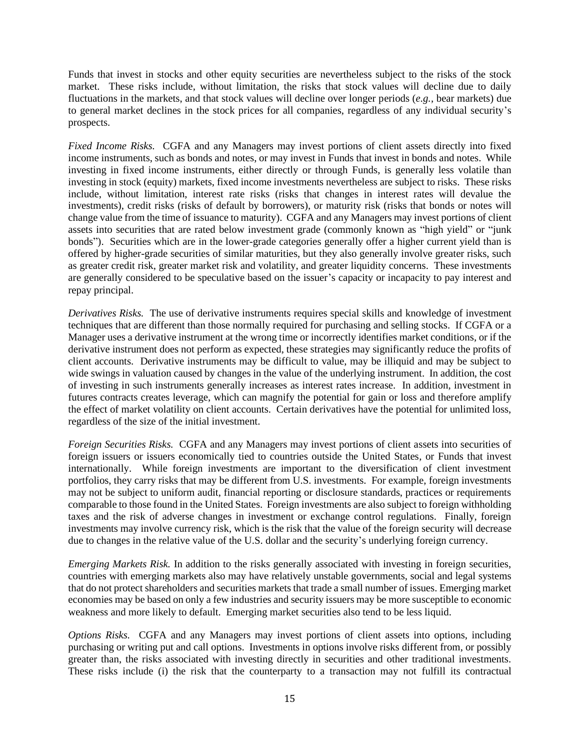Funds that invest in stocks and other equity securities are nevertheless subject to the risks of the stock market. These risks include, without limitation, the risks that stock values will decline due to daily fluctuations in the markets, and that stock values will decline over longer periods (*e.g.*, bear markets) due to general market declines in the stock prices for all companies, regardless of any individual security's prospects.

*Fixed Income Risks.* CGFA and any Managers may invest portions of client assets directly into fixed income instruments, such as bonds and notes, or may invest in Funds that invest in bonds and notes. While investing in fixed income instruments, either directly or through Funds, is generally less volatile than investing in stock (equity) markets, fixed income investments nevertheless are subject to risks. These risks include, without limitation, interest rate risks (risks that changes in interest rates will devalue the investments), credit risks (risks of default by borrowers), or maturity risk (risks that bonds or notes will change value from the time of issuance to maturity). CGFA and any Managers may invest portions of client assets into securities that are rated below investment grade (commonly known as "high yield" or "junk bonds"). Securities which are in the lower-grade categories generally offer a higher current yield than is offered by higher-grade securities of similar maturities, but they also generally involve greater risks, such as greater credit risk, greater market risk and volatility, and greater liquidity concerns. These investments are generally considered to be speculative based on the issuer's capacity or incapacity to pay interest and repay principal.

*Derivatives Risks.* The use of derivative instruments requires special skills and knowledge of investment techniques that are different than those normally required for purchasing and selling stocks. If CGFA or a Manager uses a derivative instrument at the wrong time or incorrectly identifies market conditions, or if the derivative instrument does not perform as expected, these strategies may significantly reduce the profits of client accounts. Derivative instruments may be difficult to value, may be illiquid and may be subject to wide swings in valuation caused by changes in the value of the underlying instrument. In addition, the cost of investing in such instruments generally increases as interest rates increase. In addition, investment in futures contracts creates leverage, which can magnify the potential for gain or loss and therefore amplify the effect of market volatility on client accounts. Certain derivatives have the potential for unlimited loss, regardless of the size of the initial investment.

*Foreign Securities Risks.* CGFA and any Managers may invest portions of client assets into securities of foreign issuers or issuers economically tied to countries outside the United States, or Funds that invest internationally. While foreign investments are important to the diversification of client investment portfolios, they carry risks that may be different from U.S. investments. For example, foreign investments may not be subject to uniform audit, financial reporting or disclosure standards, practices or requirements comparable to those found in the United States. Foreign investments are also subject to foreign withholding taxes and the risk of adverse changes in investment or exchange control regulations. Finally, foreign investments may involve currency risk, which is the risk that the value of the foreign security will decrease due to changes in the relative value of the U.S. dollar and the security's underlying foreign currency.

*Emerging Markets Risk.* In addition to the risks generally associated with investing in foreign securities, countries with emerging markets also may have relatively unstable governments, social and legal systems that do not protect shareholders and securities markets that trade a small number of issues. Emerging market economies may be based on only a few industries and security issuers may be more susceptible to economic weakness and more likely to default. Emerging market securities also tend to be less liquid.

*Options Risks.* CGFA and any Managers may invest portions of client assets into options, including purchasing or writing put and call options. Investments in options involve risks different from, or possibly greater than, the risks associated with investing directly in securities and other traditional investments. These risks include (i) the risk that the counterparty to a transaction may not fulfill its contractual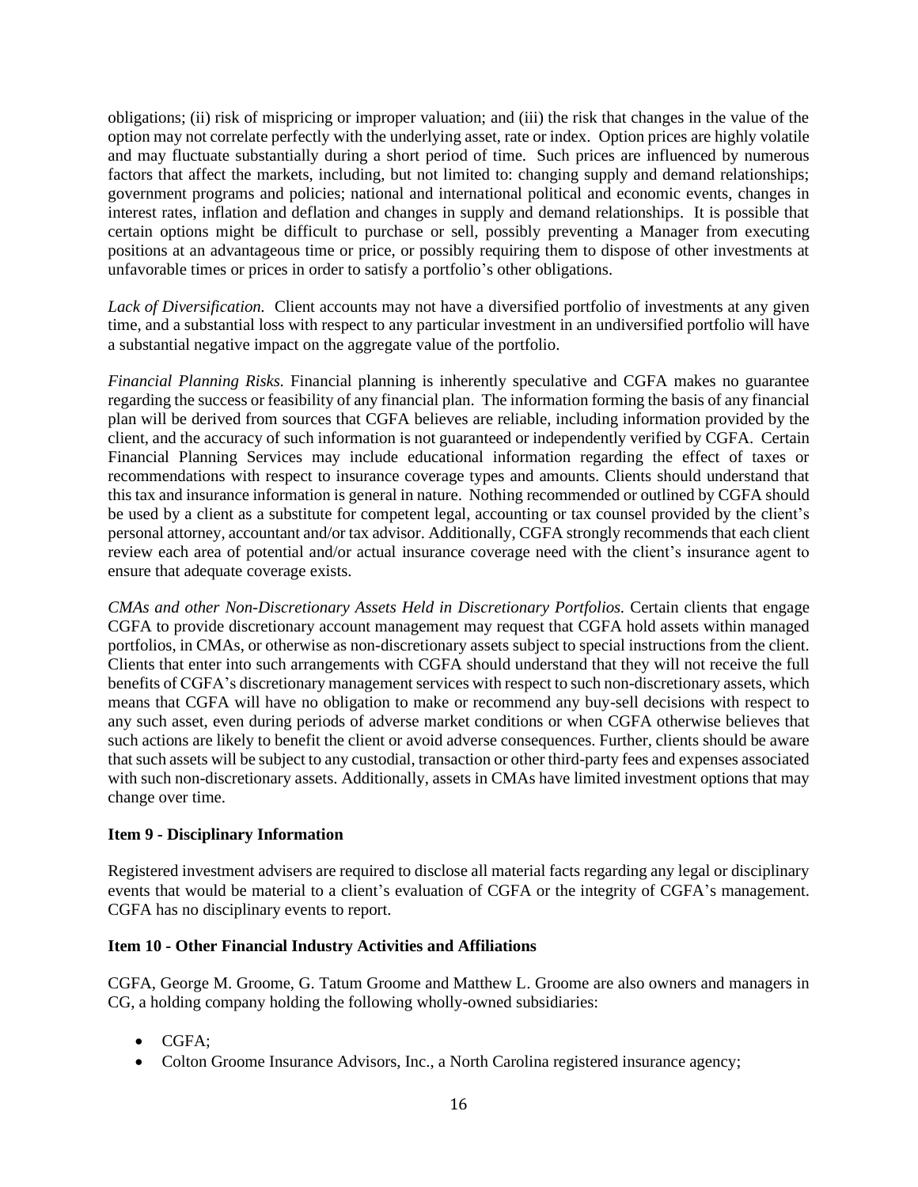obligations; (ii) risk of mispricing or improper valuation; and (iii) the risk that changes in the value of the option may not correlate perfectly with the underlying asset, rate or index. Option prices are highly volatile and may fluctuate substantially during a short period of time. Such prices are influenced by numerous factors that affect the markets, including, but not limited to: changing supply and demand relationships; government programs and policies; national and international political and economic events, changes in interest rates, inflation and deflation and changes in supply and demand relationships. It is possible that certain options might be difficult to purchase or sell, possibly preventing a Manager from executing positions at an advantageous time or price, or possibly requiring them to dispose of other investments at unfavorable times or prices in order to satisfy a portfolio's other obligations.

*Lack of Diversification.* Client accounts may not have a diversified portfolio of investments at any given time, and a substantial loss with respect to any particular investment in an undiversified portfolio will have a substantial negative impact on the aggregate value of the portfolio.

*Financial Planning Risks.* Financial planning is inherently speculative and CGFA makes no guarantee regarding the success or feasibility of any financial plan. The information forming the basis of any financial plan will be derived from sources that CGFA believes are reliable, including information provided by the client, and the accuracy of such information is not guaranteed or independently verified by CGFA. Certain Financial Planning Services may include educational information regarding the effect of taxes or recommendations with respect to insurance coverage types and amounts. Clients should understand that this tax and insurance information is general in nature. Nothing recommended or outlined by CGFA should be used by a client as a substitute for competent legal, accounting or tax counsel provided by the client's personal attorney, accountant and/or tax advisor. Additionally, CGFA strongly recommends that each client review each area of potential and/or actual insurance coverage need with the client's insurance agent to ensure that adequate coverage exists.

*CMAs and other Non-Discretionary Assets Held in Discretionary Portfolios.* Certain clients that engage CGFA to provide discretionary account management may request that CGFA hold assets within managed portfolios, in CMAs, or otherwise as non-discretionary assets subject to special instructions from the client. Clients that enter into such arrangements with CGFA should understand that they will not receive the full benefits of CGFA's discretionary management services with respect to such non-discretionary assets, which means that CGFA will have no obligation to make or recommend any buy-sell decisions with respect to any such asset, even during periods of adverse market conditions or when CGFA otherwise believes that such actions are likely to benefit the client or avoid adverse consequences. Further, clients should be aware that such assets will be subject to any custodial, transaction or other third-party fees and expenses associated with such non-discretionary assets. Additionally, assets in CMAs have limited investment options that may change over time.

**Item 9 - Disciplinary Information**

Registered investment advisers are required to disclose all material facts regarding any legal or disciplinary events that would be material to a client's evaluation of CGFA or the integrity of CGFA's management. CGFA has no disciplinary events to report.

**Item 10 - Other Financial Industry Activities and Affiliations**

CGFA, George M. Groome, G. Tatum Groome and Matthew L. Groome are also owners and managers in CG, a holding company holding the following wholly-owned subsidiaries:

- CGFA;
- Colton Groome Insurance Advisors, Inc., a North Carolina registered insurance agency;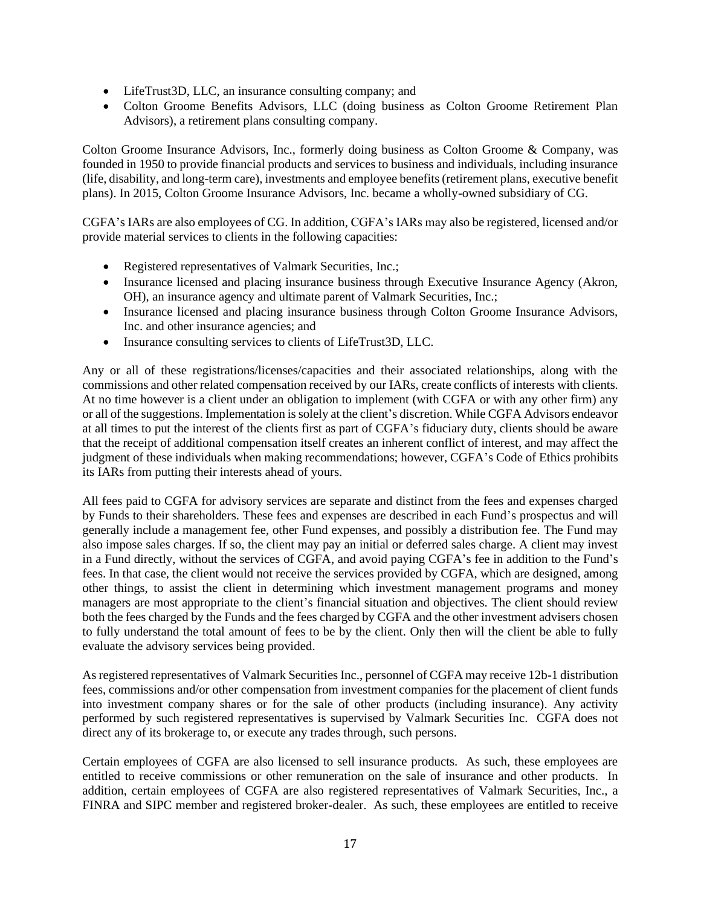- LifeTrust3D, LLC, an insurance consulting company; and
- Colton Groome Benefits Advisors, LLC (doing business as Colton Groome Retirement Plan Advisors), a retirement plans consulting company.

Colton Groome Insurance Advisors, Inc., formerly doing business as Colton Groome & Company, was founded in 1950 to provide financial products and services to business and individuals, including insurance (life, disability, and long-term care), investments and employee benefits (retirement plans, executive benefit plans). In 2015, Colton Groome Insurance Advisors, Inc. became a wholly-owned subsidiary of CG.

CGFA's IARs are also employees of CG. In addition, CGFA's IARs may also be registered, licensed and/or provide material services to clients in the following capacities:

- Registered representatives of Valmark Securities, Inc.;
- Insurance licensed and placing insurance business through Executive Insurance Agency (Akron, OH), an insurance agency and ultimate parent of Valmark Securities, Inc.;
- Insurance licensed and placing insurance business through Colton Groome Insurance Advisors, Inc. and other insurance agencies; and
- Insurance consulting services to clients of LifeTrust3D, LLC.

Any or all of these registrations/licenses/capacities and their associated relationships, along with the commissions and other related compensation received by our IARs, create conflicts of interests with clients. At no time however is a client under an obligation to implement (with CGFA or with any other firm) any or all of the suggestions. Implementation is solely at the client's discretion. While CGFA Advisors endeavor at all times to put the interest of the clients first as part of CGFA's fiduciary duty, clients should be aware that the receipt of additional compensation itself creates an inherent conflict of interest, and may affect the judgment of these individuals when making recommendations; however, CGFA's Code of Ethics prohibits its IARs from putting their interests ahead of yours.

All fees paid to CGFA for advisory services are separate and distinct from the fees and expenses charged by Funds to their shareholders. These fees and expenses are described in each Fund's prospectus and will generally include a management fee, other Fund expenses, and possibly a distribution fee. The Fund may also impose sales charges. If so, the client may pay an initial or deferred sales charge. A client may invest in a Fund directly, without the services of CGFA, and avoid paying CGFA's fee in addition to the Fund's fees. In that case, the client would not receive the services provided by CGFA, which are designed, among other things, to assist the client in determining which investment management programs and money managers are most appropriate to the client's financial situation and objectives. The client should review both the fees charged by the Funds and the fees charged by CGFA and the other investment advisers chosen to fully understand the total amount of fees to be by the client. Only then will the client be able to fully evaluate the advisory services being provided.

As registered representatives of Valmark Securities Inc., personnel of CGFA may receive 12b-1 distribution fees, commissions and/or other compensation from investment companies for the placement of client funds into investment company shares or for the sale of other products (including insurance). Any activity performed by such registered representatives is supervised by Valmark Securities Inc. CGFA does not direct any of its brokerage to, or execute any trades through, such persons.

Certain employees of CGFA are also licensed to sell insurance products. As such, these employees are entitled to receive commissions or other remuneration on the sale of insurance and other products. In addition, certain employees of CGFA are also registered representatives of Valmark Securities, Inc., a FINRA and SIPC member and registered broker-dealer. As such, these employees are entitled to receive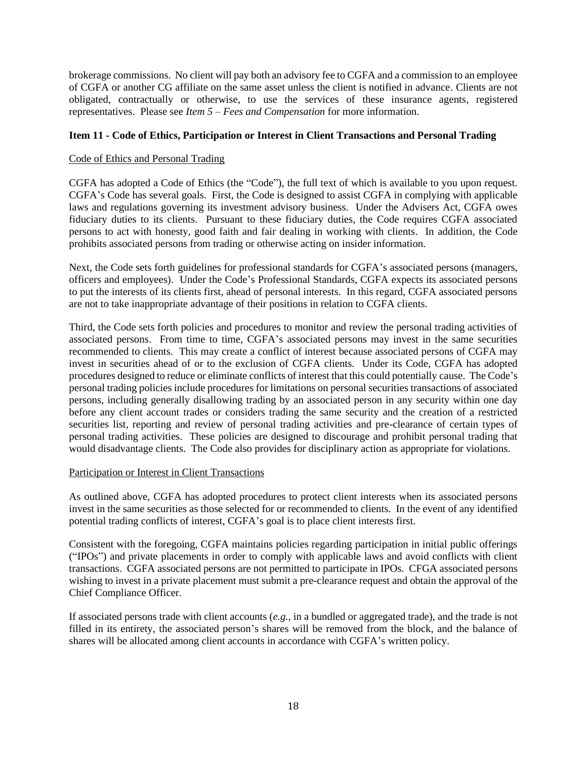brokerage commissions. No client will pay both an advisory fee to CGFA and a commission to an employee of CGFA or another CG affiliate on the same asset unless the client is notified in advance. Clients are not obligated, contractually or otherwise, to use the services of these insurance agents, registered representatives. Please see *Item 5 – Fees and Compensation* for more information.

**Item 11 - Code of Ethics, Participation or Interest in Client Transactions and Personal Trading**

Code of Ethics and Personal Trading

CGFA has adopted a Code of Ethics (the "Code"), the full text of which is available to you upon request. CGFA's Code has several goals. First, the Code is designed to assist CGFA in complying with applicable laws and regulations governing its investment advisory business. Under the Advisers Act, CGFA owes fiduciary duties to its clients. Pursuant to these fiduciary duties, the Code requires CGFA associated persons to act with honesty, good faith and fair dealing in working with clients. In addition, the Code prohibits associated persons from trading or otherwise acting on insider information.

Next, the Code sets forth guidelines for professional standards for CGFA's associated persons (managers, officers and employees). Under the Code's Professional Standards, CGFA expects its associated persons to put the interests of its clients first, ahead of personal interests. In this regard, CGFA associated persons are not to take inappropriate advantage of their positions in relation to CGFA clients.

Third, the Code sets forth policies and procedures to monitor and review the personal trading activities of associated persons. From time to time, CGFA's associated persons may invest in the same securities recommended to clients. This may create a conflict of interest because associated persons of CGFA may invest in securities ahead of or to the exclusion of CGFA clients. Under its Code, CGFA has adopted procedures designed to reduce or eliminate conflicts of interest that this could potentially cause. The Code's personal trading policies include procedures for limitations on personal securities transactions of associated persons, including generally disallowing trading by an associated person in any security within one day before any client account trades or considers trading the same security and the creation of a restricted securities list, reporting and review of personal trading activities and pre-clearance of certain types of personal trading activities. These policies are designed to discourage and prohibit personal trading that would disadvantage clients. The Code also provides for disciplinary action as appropriate for violations.

Participation or Interest in Client Transactions

As outlined above, CGFA has adopted procedures to protect client interests when its associated persons invest in the same securities as those selected for or recommended to clients. In the event of any identified potential trading conflicts of interest, CGFA's goal is to place client interests first.

Consistent with the foregoing, CGFA maintains policies regarding participation in initial public offerings ("IPOs") and private placements in order to comply with applicable laws and avoid conflicts with client transactions. CGFA associated persons are not permitted to participate in IPOs. CFGA associated persons wishing to invest in a private placement must submit a pre-clearance request and obtain the approval of the Chief Compliance Officer.

If associated persons trade with client accounts (*e.g.*, in a bundled or aggregated trade), and the trade is not filled in its entirety, the associated person's shares will be removed from the block, and the balance of shares will be allocated among client accounts in accordance with CGFA's written policy.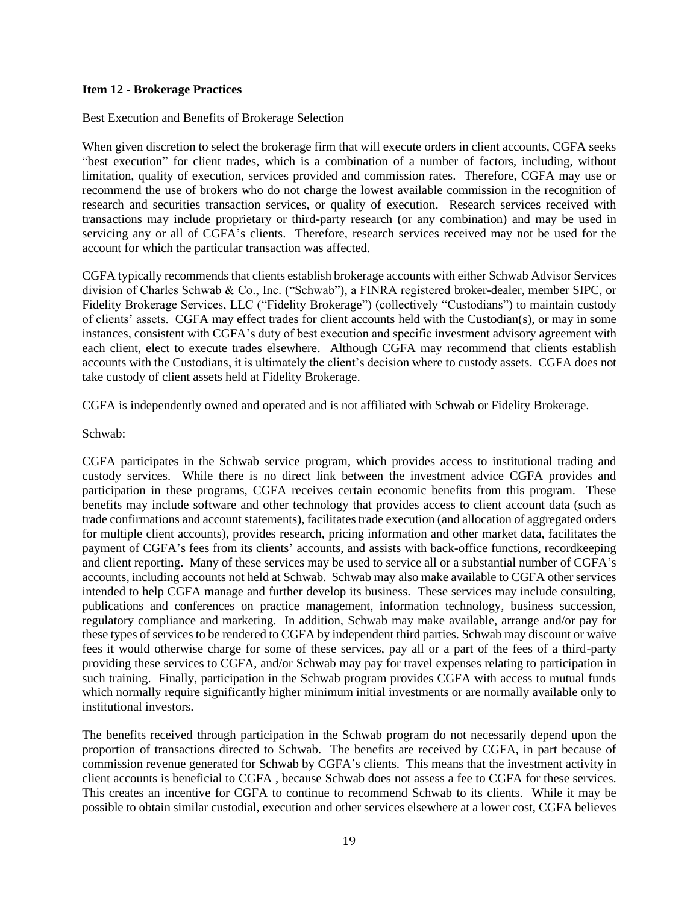**Item 12 - Brokerage Practices**

Best Execution and Benefits of Brokerage Selection

When given discretion to select the brokerage firm that will execute orders in client accounts, CGFA seeks "best execution" for client trades, which is a combination of a number of factors, including, without limitation, quality of execution, services provided and commission rates. Therefore, CGFA may use or recommend the use of brokers who do not charge the lowest available commission in the recognition of research and securities transaction services, or quality of execution. Research services received with transactions may include proprietary or third-party research (or any combination) and may be used in servicing any or all of CGFA's clients. Therefore, research services received may not be used for the account for which the particular transaction was affected.

CGFA typically recommends that clients establish brokerage accounts with either Schwab Advisor Services division of Charles Schwab & Co., Inc. ("Schwab"), a FINRA registered broker-dealer, member SIPC, or Fidelity Brokerage Services, LLC ("Fidelity Brokerage") (collectively "Custodians") to maintain custody of clients' assets. CGFA may effect trades for client accounts held with the Custodian(s), or may in some instances, consistent with CGFA's duty of best execution and specific investment advisory agreement with each client, elect to execute trades elsewhere. Although CGFA may recommend that clients establish accounts with the Custodians, it is ultimately the client's decision where to custody assets. CGFA does not take custody of client assets held at Fidelity Brokerage.

CGFA is independently owned and operated and is not affiliated with Schwab or Fidelity Brokerage.

Schwab:

CGFA participates in the Schwab service program, which provides access to institutional trading and custody services. While there is no direct link between the investment advice CGFA provides and participation in these programs, CGFA receives certain economic benefits from this program. These benefits may include software and other technology that provides access to client account data (such as trade confirmations and account statements), facilitates trade execution (and allocation of aggregated orders for multiple client accounts), provides research, pricing information and other market data, facilitates the payment of CGFA's fees from its clients' accounts, and assists with back-office functions, recordkeeping and client reporting. Many of these services may be used to service all or a substantial number of CGFA's accounts, including accounts not held at Schwab. Schwab may also make available to CGFA other services intended to help CGFA manage and further develop its business. These services may include consulting, publications and conferences on practice management, information technology, business succession, regulatory compliance and marketing. In addition, Schwab may make available, arrange and/or pay for these types of services to be rendered to CGFA by independent third parties. Schwab may discount or waive fees it would otherwise charge for some of these services, pay all or a part of the fees of a third-party providing these services to CGFA, and/or Schwab may pay for travel expenses relating to participation in such training. Finally, participation in the Schwab program provides CGFA with access to mutual funds which normally require significantly higher minimum initial investments or are normally available only to institutional investors.

The benefits received through participation in the Schwab program do not necessarily depend upon the proportion of transactions directed to Schwab. The benefits are received by CGFA, in part because of commission revenue generated for Schwab by CGFA's clients. This means that the investment activity in client accounts is beneficial to CGFA , because Schwab does not assess a fee to CGFA for these services. This creates an incentive for CGFA to continue to recommend Schwab to its clients. While it may be possible to obtain similar custodial, execution and other services elsewhere at a lower cost, CGFA believes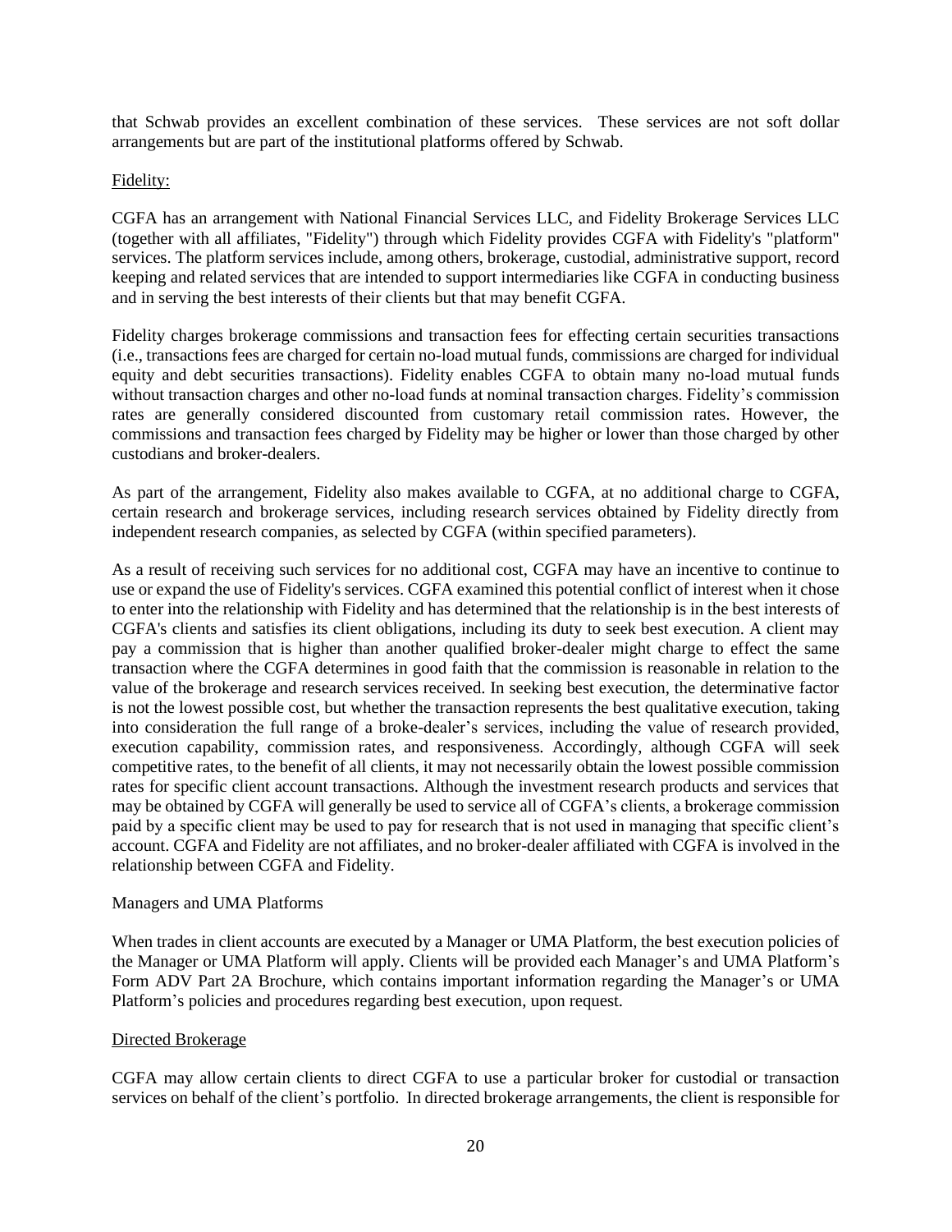that Schwab provides an excellent combination of these services. These services are not soft dollar arrangements but are part of the institutional platforms offered by Schwab.

Fidelity:

CGFA has an arrangement with National Financial Services LLC, and Fidelity Brokerage Services LLC (together with all affiliates, "Fidelity") through which Fidelity provides CGFA with Fidelity's "platform" services. The platform services include, among others, brokerage, custodial, administrative support, record keeping and related services that are intended to support intermediaries like CGFA in conducting business and in serving the best interests of their clients but that may benefit CGFA.

Fidelity charges brokerage commissions and transaction fees for effecting certain securities transactions (i.e., transactions fees are charged for certain no-load mutual funds, commissions are charged for individual equity and debt securities transactions). Fidelity enables CGFA to obtain many no-load mutual funds without transaction charges and other no-load funds at nominal transaction charges. Fidelity's commission rates are generally considered discounted from customary retail commission rates. However, the commissions and transaction fees charged by Fidelity may be higher or lower than those charged by other custodians and broker-dealers.

As part of the arrangement, Fidelity also makes available to CGFA, at no additional charge to CGFA, certain research and brokerage services, including research services obtained by Fidelity directly from independent research companies, as selected by CGFA (within specified parameters).

As a result of receiving such services for no additional cost, CGFA may have an incentive to continue to use or expand the use of Fidelity's services. CGFA examined this potential conflict of interest when it chose to enter into the relationship with Fidelity and has determined that the relationship is in the best interests of CGFA's clients and satisfies its client obligations, including its duty to seek best execution. A client may pay a commission that is higher than another qualified broker-dealer might charge to effect the same transaction where the CGFA determines in good faith that the commission is reasonable in relation to the value of the brokerage and research services received. In seeking best execution, the determinative factor is not the lowest possible cost, but whether the transaction represents the best qualitative execution, taking into consideration the full range of a broke-dealer's services, including the value of research provided, execution capability, commission rates, and responsiveness. Accordingly, although CGFA will seek competitive rates, to the benefit of all clients, it may not necessarily obtain the lowest possible commission rates for specific client account transactions. Although the investment research products and services that may be obtained by CGFA will generally be used to service all of CGFA's clients, a brokerage commission paid by a specific client may be used to pay for research that is not used in managing that specific client's account. CGFA and Fidelity are not affiliates, and no broker-dealer affiliated with CGFA is involved in the relationship between CGFA and Fidelity.

Managers and UMA Platforms

When trades in client accounts are executed by a Manager or UMA Platform, the best execution policies of the Manager or UMA Platform will apply. Clients will be provided each Manager's and UMA Platform's Form ADV Part 2A Brochure, which contains important information regarding the Manager's or UMA Platform's policies and procedures regarding best execution, upon request.

Directed Brokerage

CGFA may allow certain clients to direct CGFA to use a particular broker for custodial or transaction services on behalf of the client's portfolio. In directed brokerage arrangements, the client is responsible for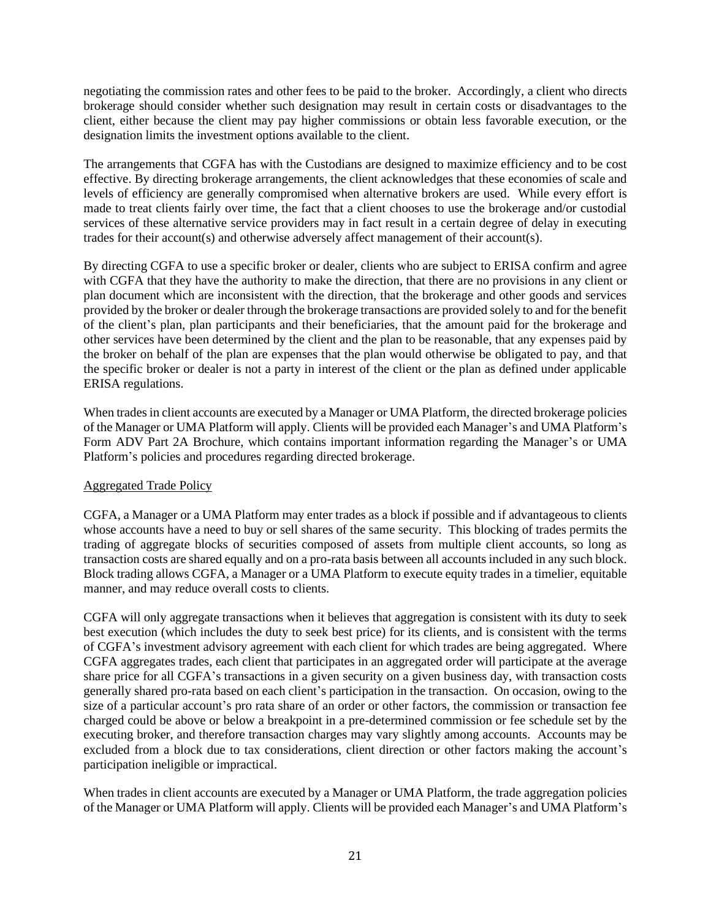negotiating the commission rates and other fees to be paid to the broker. Accordingly, a client who directs brokerage should consider whether such designation may result in certain costs or disadvantages to the client, either because the client may pay higher commissions or obtain less favorable execution, or the designation limits the investment options available to the client.

The arrangements that CGFA has with the Custodians are designed to maximize efficiency and to be cost effective. By directing brokerage arrangements, the client acknowledges that these economies of scale and levels of efficiency are generally compromised when alternative brokers are used. While every effort is made to treat clients fairly over time, the fact that a client chooses to use the brokerage and/or custodial services of these alternative service providers may in fact result in a certain degree of delay in executing trades for their account(s) and otherwise adversely affect management of their account(s).

By directing CGFA to use a specific broker or dealer, clients who are subject to ERISA confirm and agree with CGFA that they have the authority to make the direction, that there are no provisions in any client or plan document which are inconsistent with the direction, that the brokerage and other goods and services provided by the broker or dealer through the brokerage transactions are provided solely to and for the benefit of the client's plan, plan participants and their beneficiaries, that the amount paid for the brokerage and other services have been determined by the client and the plan to be reasonable, that any expenses paid by the broker on behalf of the plan are expenses that the plan would otherwise be obligated to pay, and that the specific broker or dealer is not a party in interest of the client or the plan as defined under applicable ERISA regulations.

When trades in client accounts are executed by a Manager or UMA Platform, the directed brokerage policies of the Manager or UMA Platform will apply. Clients will be provided each Manager's and UMA Platform's Form ADV Part 2A Brochure, which contains important information regarding the Manager's or UMA Platform's policies and procedures regarding directed brokerage.

Aggregated Trade Policy

CGFA, a Manager or a UMA Platform may enter trades as a block if possible and if advantageous to clients whose accounts have a need to buy or sell shares of the same security. This blocking of trades permits the trading of aggregate blocks of securities composed of assets from multiple client accounts, so long as transaction costs are shared equally and on a pro-rata basis between all accounts included in any such block. Block trading allows CGFA, a Manager or a UMA Platform to execute equity trades in a timelier, equitable manner, and may reduce overall costs to clients.

CGFA will only aggregate transactions when it believes that aggregation is consistent with its duty to seek best execution (which includes the duty to seek best price) for its clients, and is consistent with the terms of CGFA's investment advisory agreement with each client for which trades are being aggregated. Where CGFA aggregates trades, each client that participates in an aggregated order will participate at the average share price for all CGFA's transactions in a given security on a given business day, with transaction costs generally shared pro-rata based on each client's participation in the transaction. On occasion, owing to the size of a particular account's pro rata share of an order or other factors, the commission or transaction fee charged could be above or below a breakpoint in a pre-determined commission or fee schedule set by the executing broker, and therefore transaction charges may vary slightly among accounts. Accounts may be excluded from a block due to tax considerations, client direction or other factors making the account's participation ineligible or impractical.

When trades in client accounts are executed by a Manager or UMA Platform, the trade aggregation policies of the Manager or UMA Platform will apply. Clients will be provided each Manager's and UMA Platform's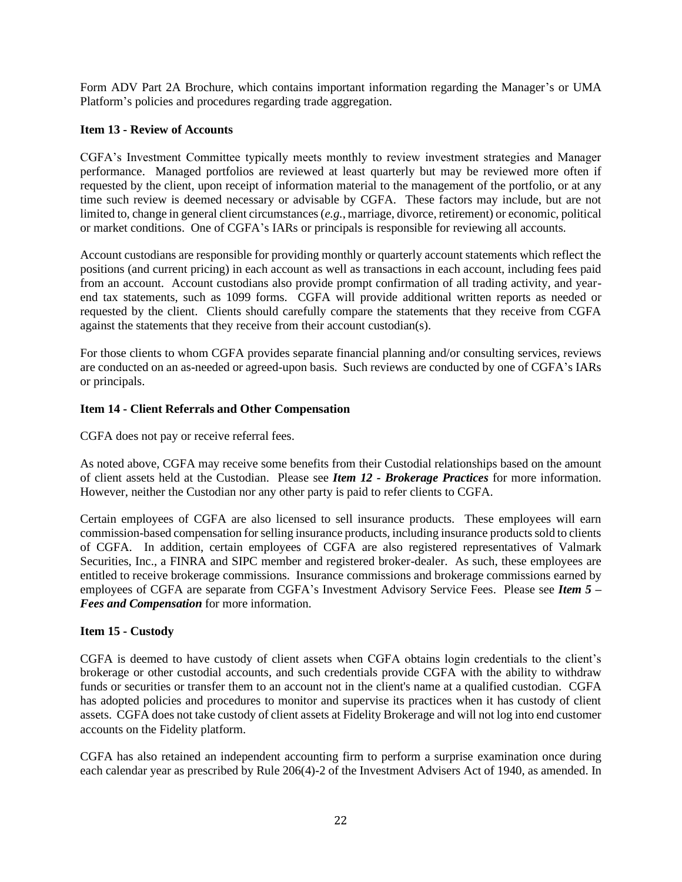Form ADV Part 2A Brochure, which contains important information regarding the Manager's or UMA Platform's policies and procedures regarding trade aggregation.

**Item 13 - Review of Accounts**

CGFA's Investment Committee typically meets monthly to review investment strategies and Manager performance. Managed portfolios are reviewed at least quarterly but may be reviewed more often if requested by the client, upon receipt of information material to the management of the portfolio, or at any time such review is deemed necessary or advisable by CGFA. These factors may include, but are not limited to, change in general client circumstances (*e.g.*, marriage, divorce, retirement) or economic, political or market conditions. One of CGFA's IARs or principals is responsible for reviewing all accounts.

Account custodians are responsible for providing monthly or quarterly account statements which reflect the positions (and current pricing) in each account as well as transactions in each account, including fees paid from an account. Account custodians also provide prompt confirmation of all trading activity, and year-end tax statements, such as 1099 forms. CGFA will provide additional written reports as needed or requested by the client. Clients should carefully compare the statements that they receive from CGFA against the statements that they receive from their account custodian(s).

For those clients to whom CGFA provides separate financial planning and/or consulting services, reviews are conducted on an as-needed or agreed-upon basis. Such reviews are conducted by one of CGFA's IARs or principals.

**Item 14 - Client Referrals and Other Compensation**

CGFA does not pay or receive referral fees.

As noted above, CGFA may receive some benefits from their Custodial relationships based on the amount of client assets held at the Custodian. Please see ***Item 12 - Brokerage Practices*** for more information. However, neither the Custodian nor any other party is paid to refer clients to CGFA.

Certain employees of CGFA are also licensed to sell insurance products. These employees will earn commission-based compensation for selling insurance products, including insurance products sold to clients of CGFA. In addition, certain employees of CGFA are also registered representatives of Valmark Securities, Inc., a FINRA and SIPC member and registered broker-dealer. As such, these employees are entitled to receive brokerage commissions. Insurance commissions and brokerage commissions earned by employees of CGFA are separate from CGFA's Investment Advisory Service Fees. Please see ***Item 5 – Fees and Compensation*** for more information.

**Item 15 - Custody**

CGFA is deemed to have custody of client assets when CGFA obtains login credentials to the client's brokerage or other custodial accounts, and such credentials provide CGFA with the ability to withdraw funds or securities or transfer them to an account not in the client's name at a qualified custodian. CGFA has adopted policies and procedures to monitor and supervise its practices when it has custody of client assets. CGFA does not take custody of client assets at Fidelity Brokerage and will not log into end customer accounts on the Fidelity platform.

CGFA has also retained an independent accounting firm to perform a surprise examination once during each calendar year as prescribed by Rule 206(4)-2 of the Investment Advisers Act of 1940, as amended. In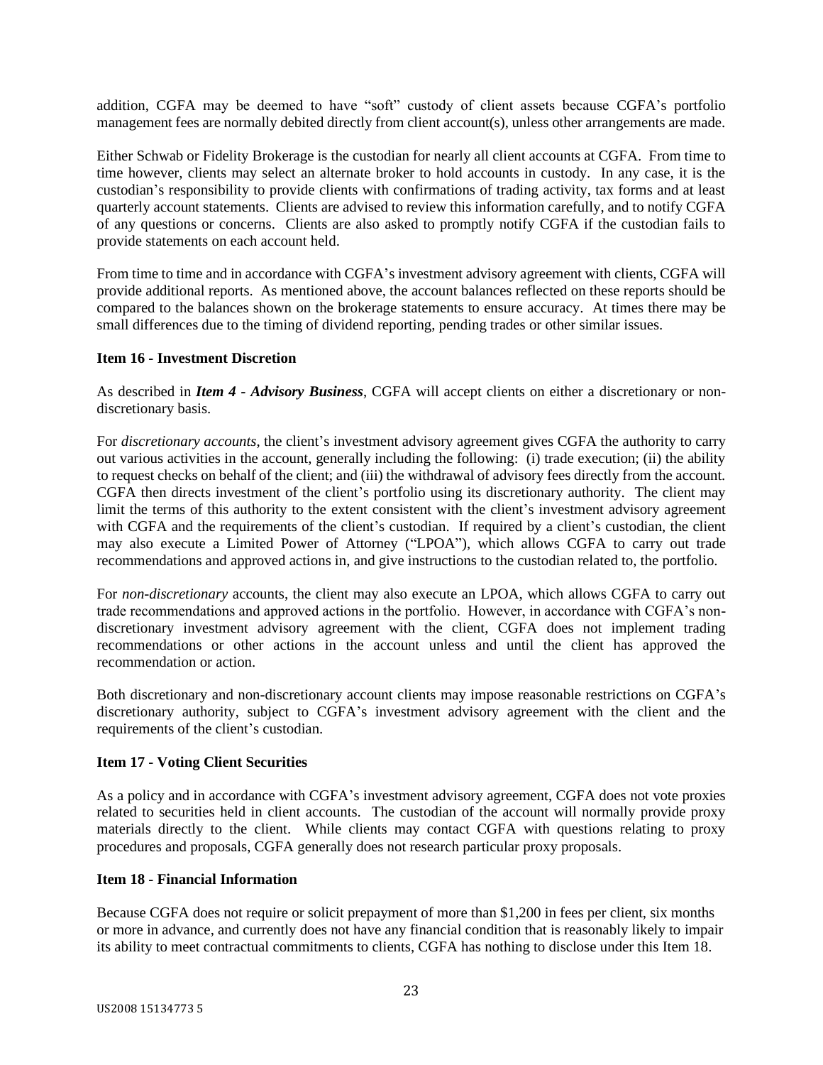addition, CGFA may be deemed to have "soft" custody of client assets because CGFA's portfolio management fees are normally debited directly from client account(s), unless other arrangements are made.

Either Schwab or Fidelity Brokerage is the custodian for nearly all client accounts at CGFA. From time to time however, clients may select an alternate broker to hold accounts in custody. In any case, it is the custodian's responsibility to provide clients with confirmations of trading activity, tax forms and at least quarterly account statements. Clients are advised to review this information carefully, and to notify CGFA of any questions or concerns. Clients are also asked to promptly notify CGFA if the custodian fails to provide statements on each account held.

From time to time and in accordance with CGFA's investment advisory agreement with clients, CGFA will provide additional reports. As mentioned above, the account balances reflected on these reports should be compared to the balances shown on the brokerage statements to ensure accuracy. At times there may be small differences due to the timing of dividend reporting, pending trades or other similar issues.

## Item 16 - Investment Discretion

As described in ***Item 4 - Advisory Business***, CGFA will accept clients on either a discretionary or non-discretionary basis.

For *discretionary accounts*, the client's investment advisory agreement gives CGFA the authority to carry out various activities in the account, generally including the following: (i) trade execution; (ii) the ability to request checks on behalf of the client; and (iii) the withdrawal of advisory fees directly from the account. CGFA then directs investment of the client's portfolio using its discretionary authority. The client may limit the terms of this authority to the extent consistent with the client's investment advisory agreement with CGFA and the requirements of the client's custodian. If required by a client's custodian, the client may also execute a Limited Power of Attorney ("LPOA"), which allows CGFA to carry out trade recommendations and approved actions in, and give instructions to the custodian related to, the portfolio.

For *non-discretionary* accounts, the client may also execute an LPOA, which allows CGFA to carry out trade recommendations and approved actions in the portfolio. However, in accordance with CGFA's non-discretionary investment advisory agreement with the client, CGFA does not implement trading recommendations or other actions in the account unless and until the client has approved the recommendation or action.

Both discretionary and non-discretionary account clients may impose reasonable restrictions on CGFA's discretionary authority, subject to CGFA's investment advisory agreement with the client and the requirements of the client's custodian.

## Item 17 - Voting Client Securities

As a policy and in accordance with CGFA's investment advisory agreement, CGFA does not vote proxies related to securities held in client accounts. The custodian of the account will normally provide proxy materials directly to the client. While clients may contact CGFA with questions relating to proxy procedures and proposals, CGFA generally does not research particular proxy proposals.

## Item 18 - Financial Information

Because CGFA does not require or solicit prepayment of more than $1,200 in fees per client, six months or more in advance, and currently does not have any financial condition that is reasonably likely to impair its ability to meet contractual commitments to clients, CGFA has nothing to disclose under this Item 18.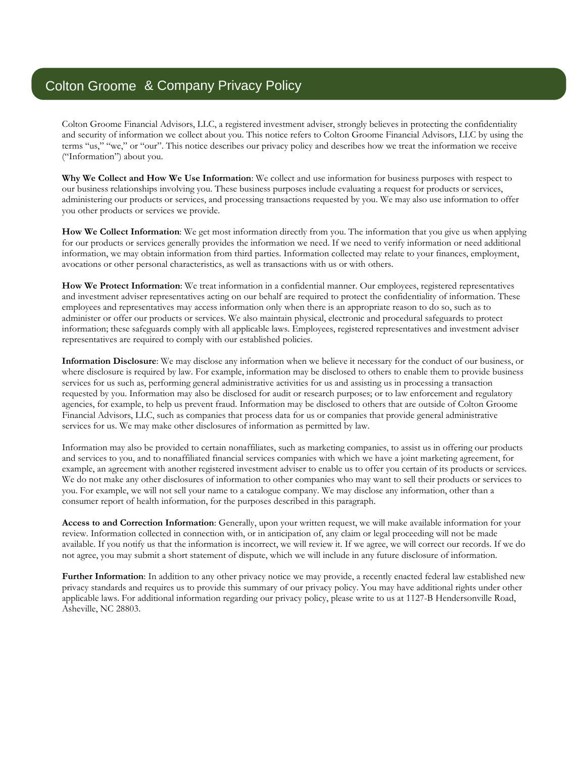# Colton Groome & Company Privacy Policy

Colton Groome Financial Advisors, LLC, a registered investment adviser, strongly believes in protecting the confidentiality and security of information we collect about you. This notice refers to Colton Groome Financial Advisors, LLC by using the terms "us," "we," or "our". This notice describes our privacy policy and describes how we treat the information we receive ("Information") about you.

**Why We Collect and How We Use Information**: We collect and use information for business purposes with respect to our business relationships involving you. These business purposes include evaluating a request for products or services, administering our products or services, and processing transactions requested by you. We may also use information to offer you other products or services we provide.

**How We Collect Information**: We get most information directly from you. The information that you give us when applying for our products or services generally provides the information we need. If we need to verify information or need additional information, we may obtain information from third parties. Information collected may relate to your finances, employment, avocations or other personal characteristics, as well as transactions with us or with others.

**How We Protect Information**: We treat information in a confidential manner. Our employees, registered representatives and investment adviser representatives acting on our behalf are required to protect the confidentiality of information. These employees and representatives may access information only when there is an appropriate reason to do so, such as to administer or offer our products or services. We also maintain physical, electronic and procedural safeguards to protect information; these safeguards comply with all applicable laws. Employees, registered representatives and investment adviser representatives are required to comply with our established policies.

**Information Disclosure**: We may disclose any information when we believe it necessary for the conduct of our business, or where disclosure is required by law. For example, information may be disclosed to others to enable them to provide business services for us such as, performing general administrative activities for us and assisting us in processing a transaction requested by you. Information may also be disclosed for audit or research purposes; or to law enforcement and regulatory agencies, for example, to help us prevent fraud. Information may be disclosed to others that are outside of Colton Groome Financial Advisors, LLC, such as companies that process data for us or companies that provide general administrative services for us. We may make other disclosures of information as permitted by law.

Information may also be provided to certain nonaffiliates, such as marketing companies, to assist us in offering our products and services to you, and to nonaffiliated financial services companies with which we have a joint marketing agreement, for example, an agreement with another registered investment adviser to enable us to offer you certain of its products or services. We do not make any other disclosures of information to other companies who may want to sell their products or services to you. For example, we will not sell your name to a catalogue company. We may disclose any information, other than a consumer report of health information, for the purposes described in this paragraph.

**Access to and Correction Information**: Generally, upon your written request, we will make available information for your review. Information collected in connection with, or in anticipation of, any claim or legal proceeding will not be made available. If you notify us that the information is incorrect, we will review it. If we agree, we will correct our records. If we do not agree, you may submit a short statement of dispute, which we will include in any future disclosure of information.

**Further Information**: In addition to any other privacy notice we may provide, a recently enacted federal law established new privacy standards and requires us to provide this summary of our privacy policy. You may have additional rights under other applicable laws. For additional information regarding our privacy policy, please write to us at 1127-B Hendersonville Road, Asheville, NC 28803.